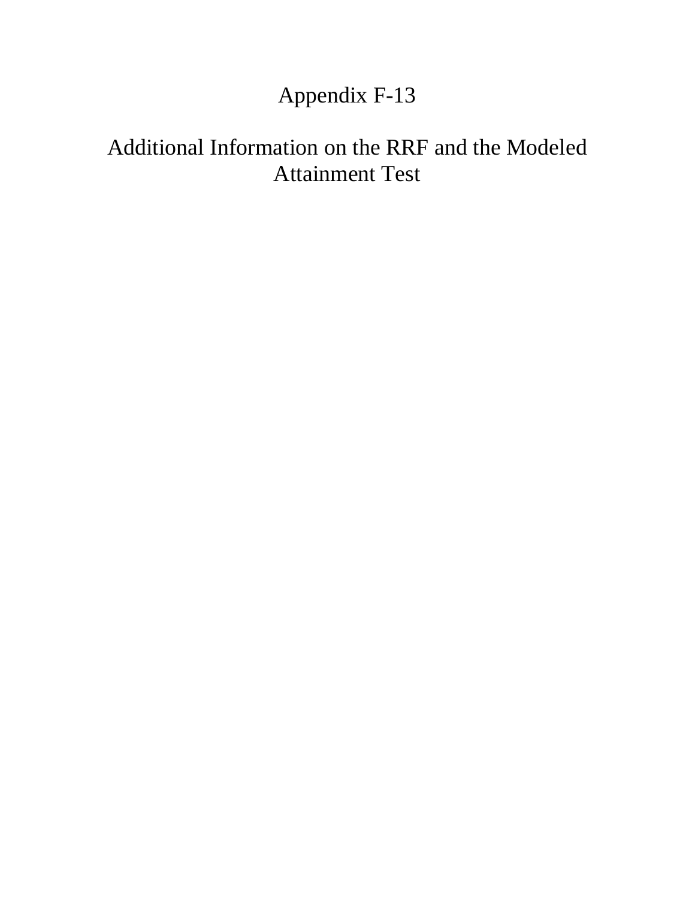# Appendix F-13

# Additional Information on the RRF and the Modeled Attainment Test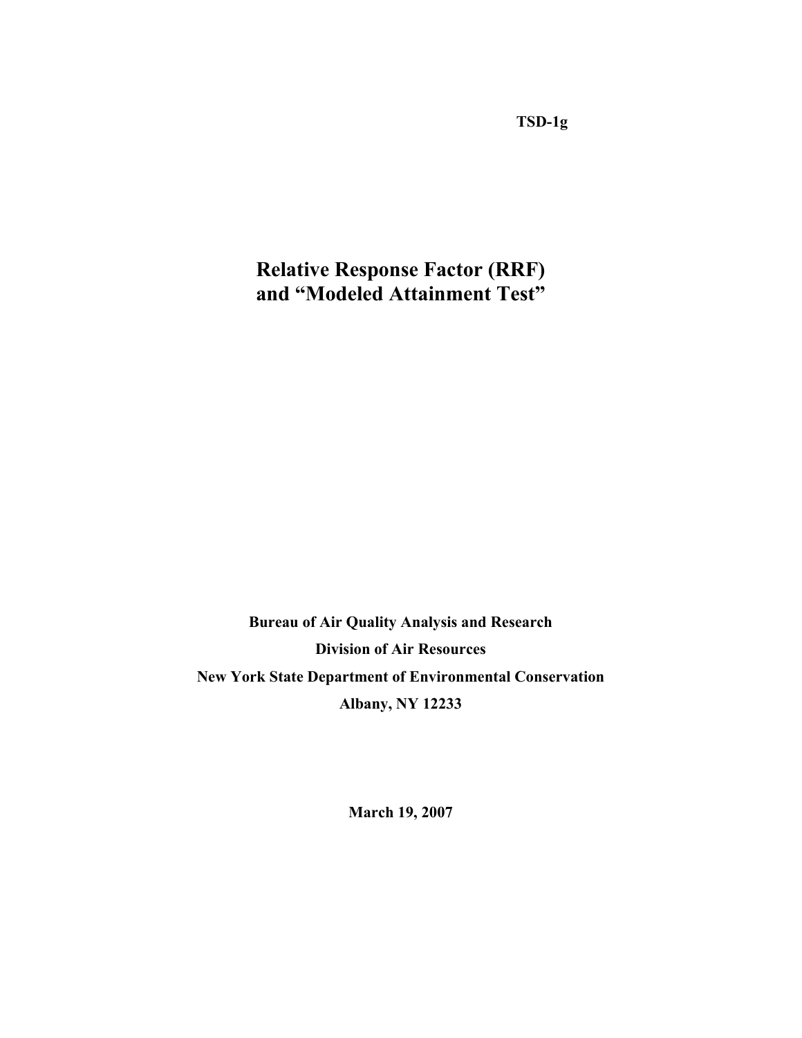**TSD-1g**

# Relative Response Factor (RRF) and "Modeled Attainment Test"

**Bureau of Air Quality Analysis and Research**

**Division of Air Resources**

**New York State Department of Environmental Conservation**

**Albany, NY 12233**

**March 19, 2007**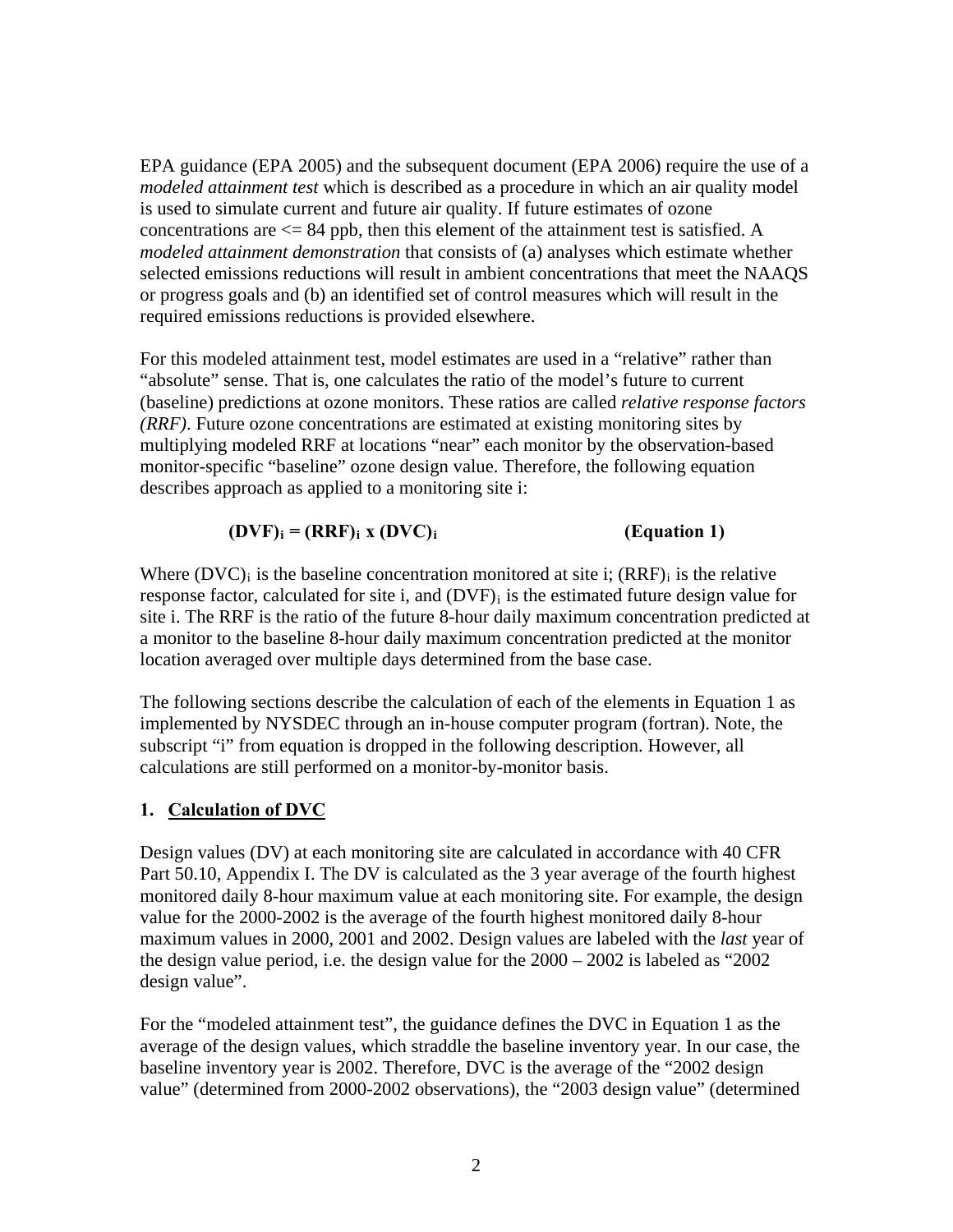EPA guidance (EPA 2005) and the subsequent document (EPA 2006) require the use of a *modeled attainment test* which is described as a procedure in which an air quality model is used to simulate current and future air quality. If future estimates of ozone concentrations are <= 84 ppb, then this element of the attainment test is satisfied. A *modeled attainment demonstration* that consists of (a) analyses which estimate whether selected emissions reductions will result in ambient concentrations that meet the NAAQS or progress goals and (b) an identified set of control measures which will result in the required emissions reductions is provided elsewhere.

For this modeled attainment test, model estimates are used in a "relative" rather than "absolute" sense. That is, one calculates the ratio of the model's future to current (baseline) predictions at ozone monitors. These ratios are called *relative response factors (RRF)*. Future ozone concentrations are estimated at existing monitoring sites by multiplying modeled RRF at locations "near" each monitor by the observation-based monitor-specific "baseline" ozone design value. Therefore, the following equation describes approach as applied to a monitoring site i:

$$(DVF)_i = (RRF)_i \times (DVC)_i \qquad \textbf{(Equation 1)}$$

Where $(DVC)_i$ is the baseline concentration monitored at site i; $(RRF)_i$ is the relative response factor, calculated for site i, and $(DVF)_i$ is the estimated future design value for site i. The RRF is the ratio of the future 8-hour daily maximum concentration predicted at a monitor to the baseline 8-hour daily maximum concentration predicted at the monitor location averaged over multiple days determined from the base case.

The following sections describe the calculation of each of the elements in Equation 1 as implemented by NYSDEC through an in-house computer program (fortran). Note, the subscript "i" from equation is dropped in the following description. However, all calculations are still performed on a monitor-by-monitor basis.

## 1. Calculation of DVC

Design values (DV) at each monitoring site are calculated in accordance with 40 CFR Part 50.10, Appendix I. The DV is calculated as the 3 year average of the fourth highest monitored daily 8-hour maximum value at each monitoring site. For example, the design value for the 2000-2002 is the average of the fourth highest monitored daily 8-hour maximum values in 2000, 2001 and 2002. Design values are labeled with the *last* year of the design value period, i.e. the design value for the 2000 – 2002 is labeled as "2002 design value".

For the "modeled attainment test", the guidance defines the DVC in Equation 1 as the average of the design values, which straddle the baseline inventory year. In our case, the baseline inventory year is 2002. Therefore, DVC is the average of the "2002 design value" (determined from 2000-2002 observations), the "2003 design value" (determined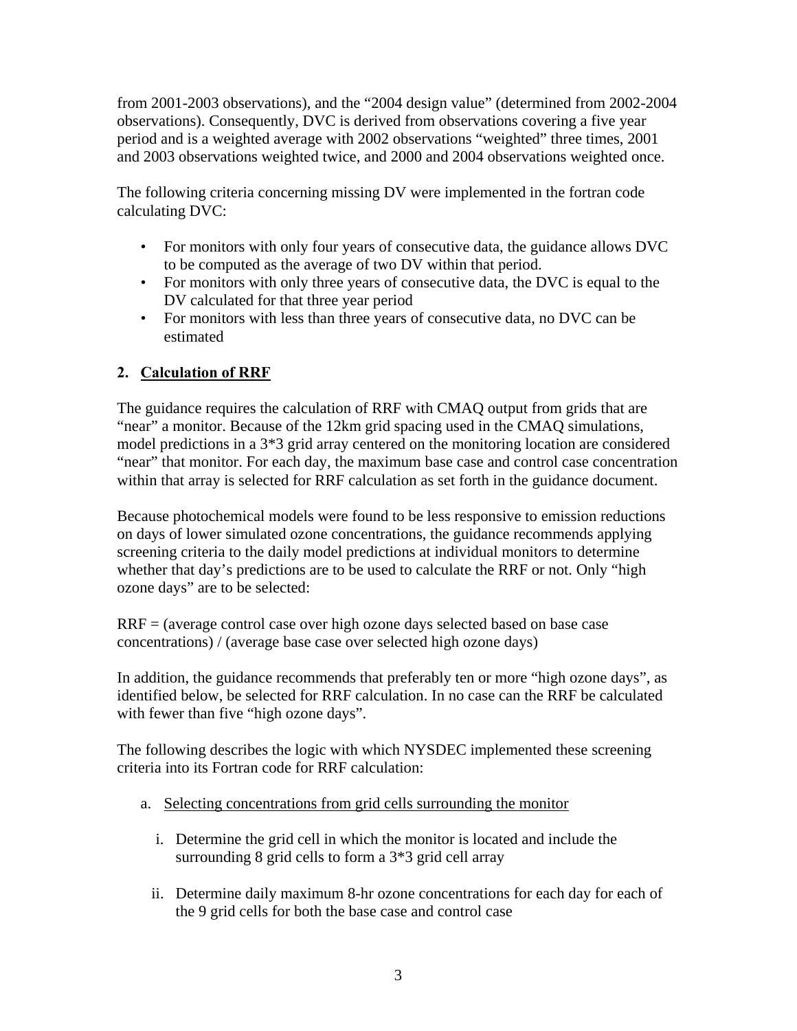from 2001-2003 observations), and the “2004 design value” (determined from 2002-2004 observations). Consequently, DVC is derived from observations covering a five year period and is a weighted average with 2002 observations “weighted” three times, 2001 and 2003 observations weighted twice, and 2000 and 2004 observations weighted once.

The following criteria concerning missing DV were implemented in the fortran code calculating DVC:

- For monitors with only four years of consecutive data, the guidance allows DVC to be computed as the average of two DV within that period.
- For monitors with only three years of consecutive data, the DVC is equal to the DV calculated for that three year period
- For monitors with less than three years of consecutive data, no DVC can be estimated

## 2. Calculation of RRF

The guidance requires the calculation of RRF with CMAQ output from grids that are “near” a monitor. Because of the 12km grid spacing used in the CMAQ simulations, model predictions in a 3*3 grid array centered on the monitoring location are considered “near” that monitor. For each day, the maximum base case and control case concentration within that array is selected for RRF calculation as set forth in the guidance document.

Because photochemical models were found to be less responsive to emission reductions on days of lower simulated ozone concentrations, the guidance recommends applying screening criteria to the daily model predictions at individual monitors to determine whether that day’s predictions are to be used to calculate the RRF or not. Only “high ozone days” are to be selected:

RRF = (average control case over high ozone days selected based on base case concentrations) / (average base case over selected high ozone days)

In addition, the guidance recommends that preferably ten or more “high ozone days”, as identified below, be selected for RRF calculation. In no case can the RRF be calculated with fewer than five “high ozone days”.

The following describes the logic with which NYSDEC implemented these screening criteria into its Fortran code for RRF calculation:

a. Selecting concentrations from grid cells surrounding the monitor

   i. Determine the grid cell in which the monitor is located and include the surrounding 8 grid cells to form a 3*3 grid cell array

   ii. Determine daily maximum 8-hr ozone concentrations for each day for each of the 9 grid cells for both the base case and control case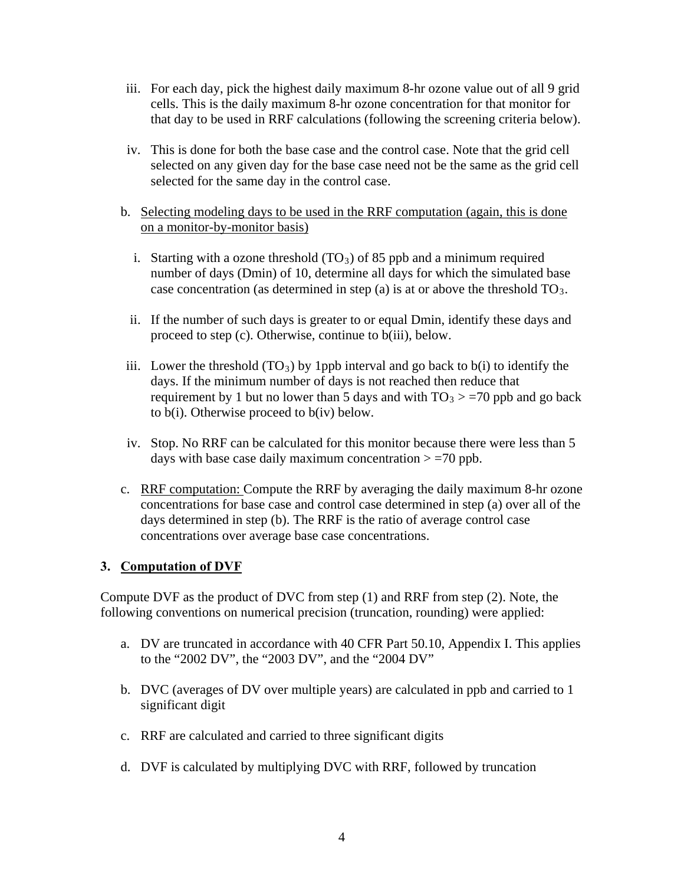iii. For each day, pick the highest daily maximum 8-hr ozone value out of all 9 grid cells. This is the daily maximum 8-hr ozone concentration for that monitor for that day to be used in RRF calculations (following the screening criteria below).

iv. This is done for both the base case and the control case. Note that the grid cell selected on any given day for the base case need not be the same as the grid cell selected for the same day in the control case.

b. Selecting modeling days to be used in the RRF computation (again, this is done on a monitor-by-monitor basis)

i. Starting with a ozone threshold ($TO_3$) of 85 ppb and a minimum required number of days (Dmin) of 10, determine all days for which the simulated base case concentration (as determined in step (a) is at or above the threshold $TO_3$.

ii. If the number of such days is greater to or equal Dmin, identify these days and proceed to step (c). Otherwise, continue to b(iii), below.

iii. Lower the threshold ($TO_3$) by 1ppb interval and go back to b(i) to identify the days. If the minimum number of days is not reached then reduce that requirement by 1 but no lower than 5 days and with $TO_3$ > =70 ppb and go back to b(i). Otherwise proceed to b(iv) below.

iv. Stop. No RRF can be calculated for this monitor because there were less than 5 days with base case daily maximum concentration > =70 ppb.

c. RRF computation: Compute the RRF by averaging the daily maximum 8-hr ozone concentrations for base case and control case determined in step (a) over all of the days determined in step (b). The RRF is the ratio of average control case concentrations over average base case concentrations.

### 3. Computation of DVF

Compute DVF as the product of DVC from step (1) and RRF from step (2). Note, the following conventions on numerical precision (truncation, rounding) were applied:

a. DV are truncated in accordance with 40 CFR Part 50.10, Appendix I. This applies to the "2002 DV", the "2003 DV", and the "2004 DV"

b. DVC (averages of DV over multiple years) are calculated in ppb and carried to 1 significant digit

c. RRF are calculated and carried to three significant digits

d. DVF is calculated by multiplying DVC with RRF, followed by truncation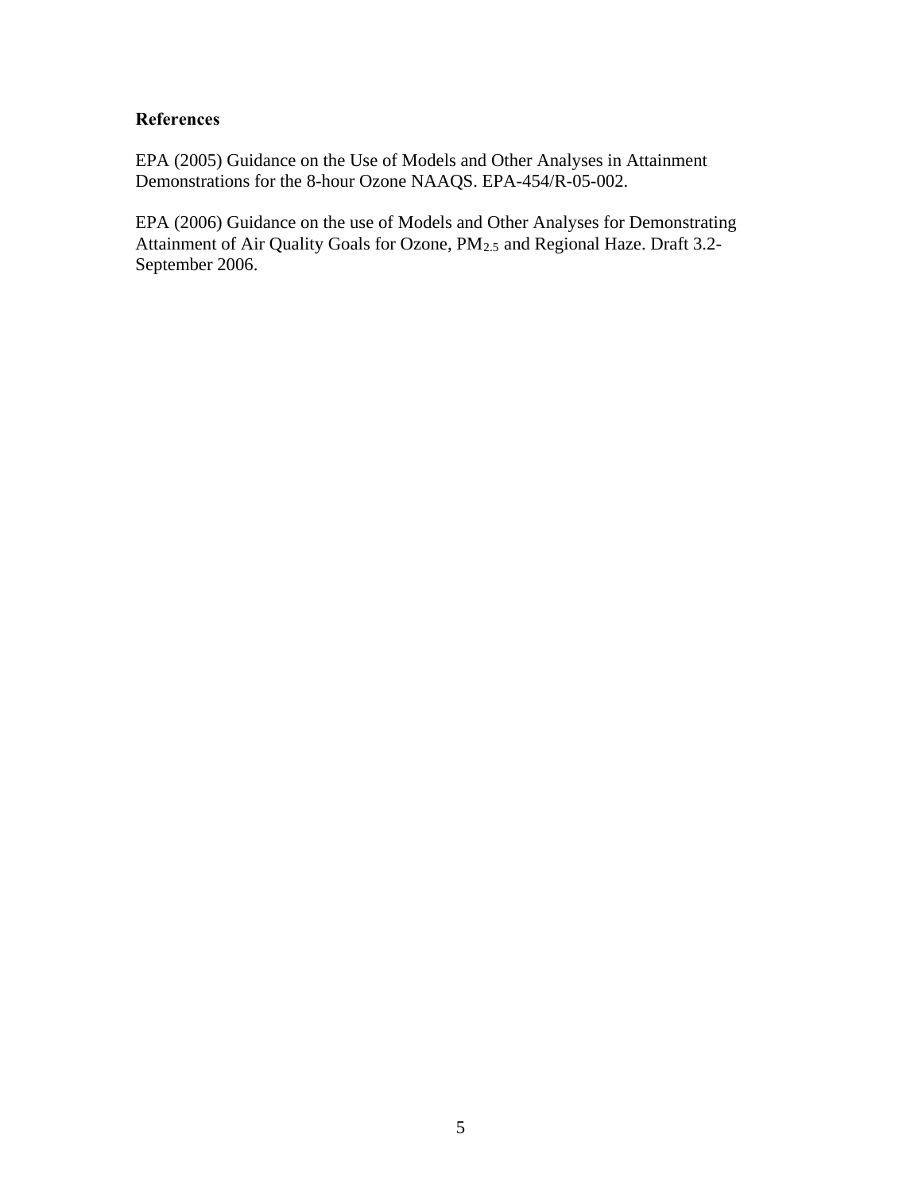## References

EPA (2005) Guidance on the Use of Models and Other Analyses in Attainment Demonstrations for the 8-hour Ozone NAAQS. EPA-454/R-05-002.

EPA (2006) Guidance on the use of Models and Other Analyses for Demonstrating Attainment of Air Quality Goals for Ozone, $PM_{2.5}$ and Regional Haze. Draft 3.2-September 2006.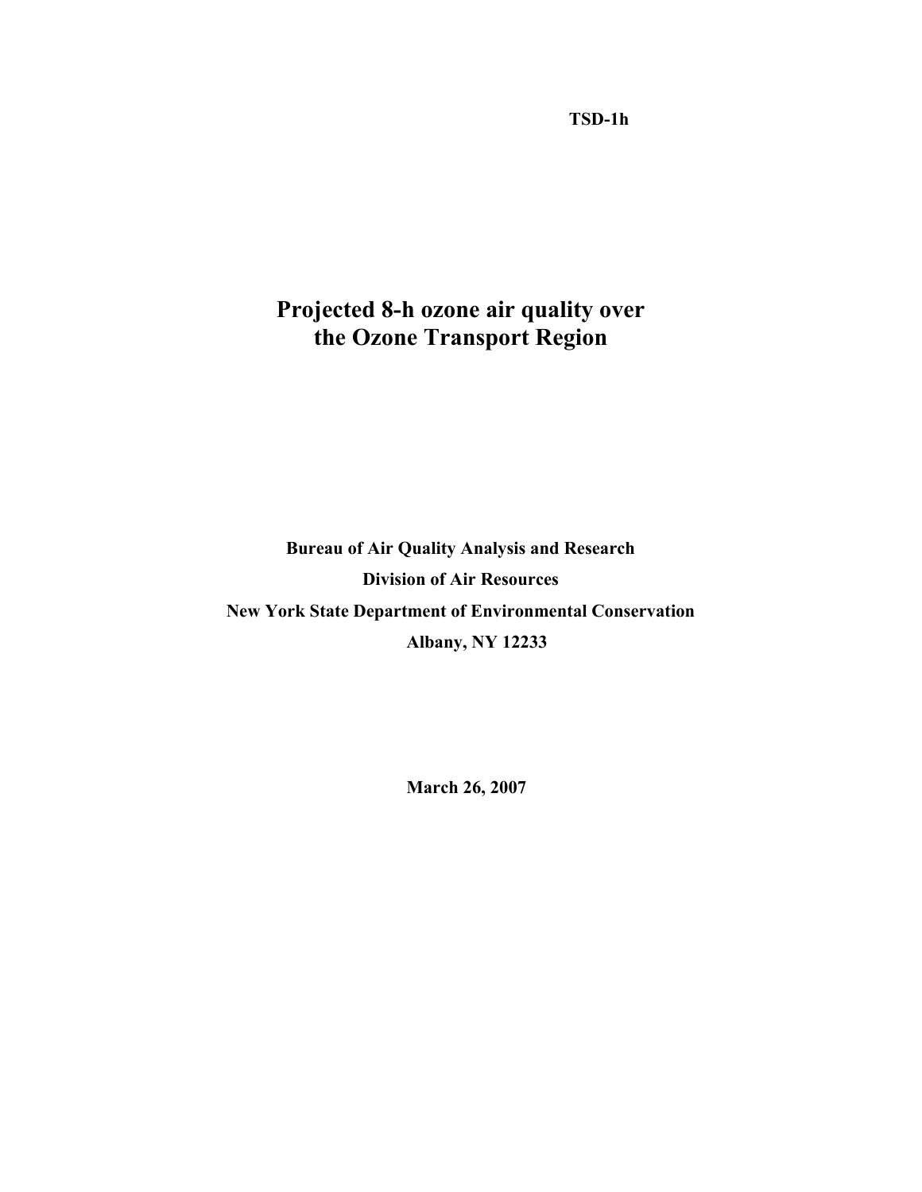**TSD-1h**

# Projected 8-h ozone air quality over the Ozone Transport Region

**Bureau of Air Quality Analysis and Research**

**Division of Air Resources**

**New York State Department of Environmental Conservation**

**Albany, NY 12233**

**March 26, 2007**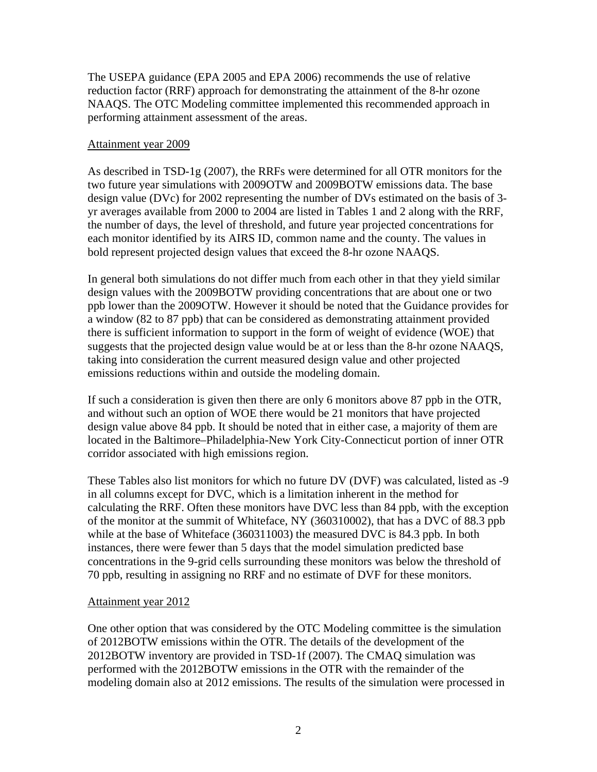The USEPA guidance (EPA 2005 and EPA 2006) recommends the use of relative reduction factor (RRF) approach for demonstrating the attainment of the 8-hr ozone NAAQS. The OTC Modeling committee implemented this recommended approach in performing attainment assessment of the areas.

### Attainment year 2009

As described in TSD-1g (2007), the RRFs were determined for all OTR monitors for the two future year simulations with 2009OTW and 2009BOTW emissions data. The base design value (DVc) for 2002 representing the number of DVs estimated on the basis of 3-yr averages available from 2000 to 2004 are listed in Tables 1 and 2 along with the RRF, the number of days, the level of threshold, and future year projected concentrations for each monitor identified by its AIRS ID, common name and the county. The values in bold represent projected design values that exceed the 8-hr ozone NAAQS.

In general both simulations do not differ much from each other in that they yield similar design values with the 2009BOTW providing concentrations that are about one or two ppb lower than the 2009OTW. However it should be noted that the Guidance provides for a window (82 to 87 ppb) that can be considered as demonstrating attainment provided there is sufficient information to support in the form of weight of evidence (WOE) that suggests that the projected design value would be at or less than the 8-hr ozone NAAQS, taking into consideration the current measured design value and other projected emissions reductions within and outside the modeling domain.

If such a consideration is given then there are only 6 monitors above 87 ppb in the OTR, and without such an option of WOE there would be 21 monitors that have projected design value above 84 ppb. It should be noted that in either case, a majority of them are located in the Baltimore–Philadelphia-New York City-Connecticut portion of inner OTR corridor associated with high emissions region.

These Tables also list monitors for which no future DV (DVF) was calculated, listed as -9 in all columns except for DVC, which is a limitation inherent in the method for calculating the RRF. Often these monitors have DVC less than 84 ppb, with the exception of the monitor at the summit of Whiteface, NY (360310002), that has a DVC of 88.3 ppb while at the base of Whiteface (360311003) the measured DVC is 84.3 ppb. In both instances, there were fewer than 5 days that the model simulation predicted base concentrations in the 9-grid cells surrounding these monitors was below the threshold of 70 ppb, resulting in assigning no RRF and no estimate of DVF for these monitors.

### Attainment year 2012

One other option that was considered by the OTC Modeling committee is the simulation of 2012BOTW emissions within the OTR. The details of the development of the 2012BOTW inventory are provided in TSD-1f (2007). The CMAQ simulation was performed with the 2012BOTW emissions in the OTR with the remainder of the modeling domain also at 2012 emissions. The results of the simulation were processed in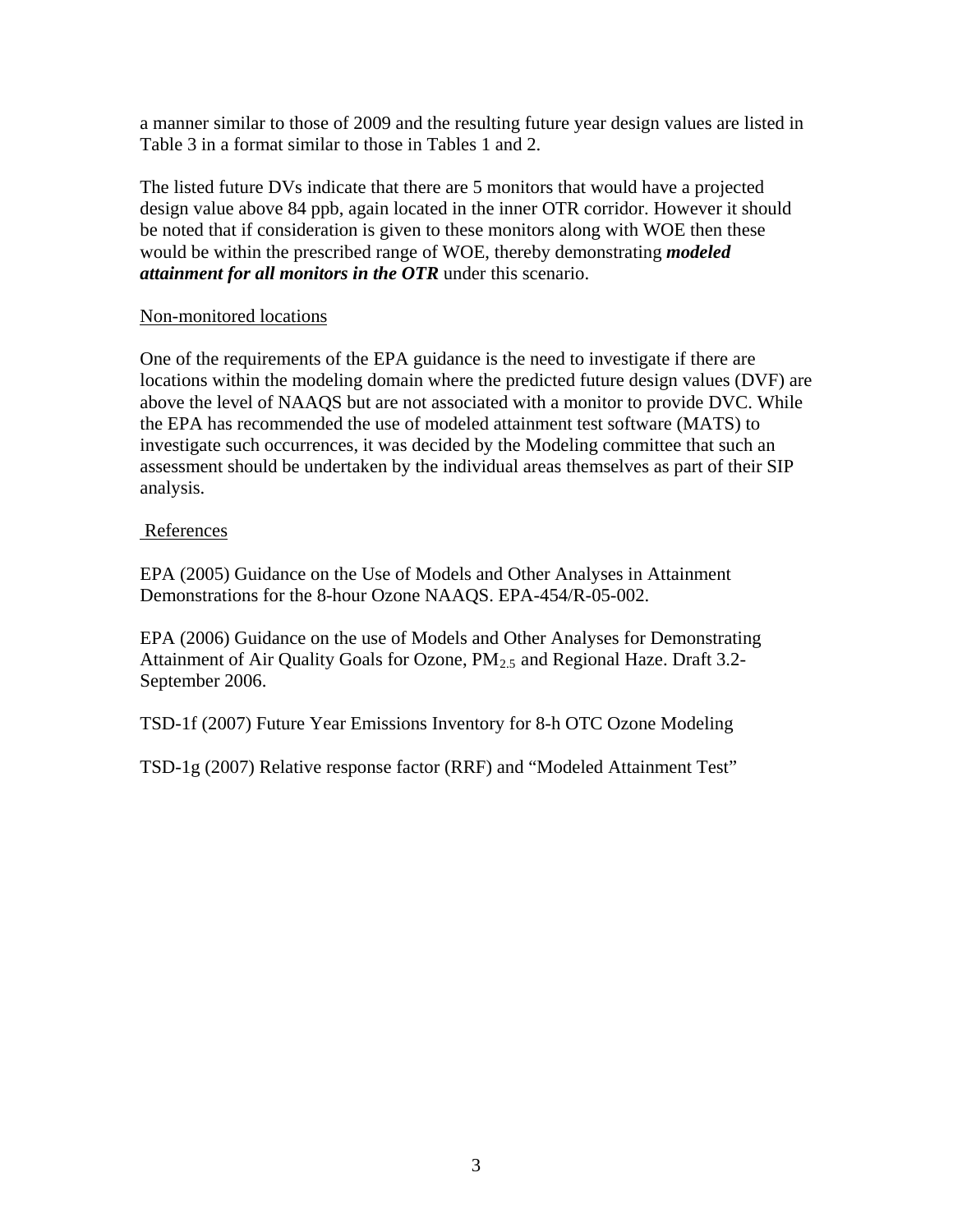a manner similar to those of 2009 and the resulting future year design values are listed in Table 3 in a format similar to those in Tables 1 and 2.

The listed future DVs indicate that there are 5 monitors that would have a projected design value above 84 ppb, again located in the inner OTR corridor. However it should be noted that if consideration is given to these monitors along with WOE then these would be within the prescribed range of WOE, thereby demonstrating ***modeled attainment for all monitors in the OTR*** under this scenario.

## Non-monitored locations

One of the requirements of the EPA guidance is the need to investigate if there are locations within the modeling domain where the predicted future design values (DVF) are above the level of NAAQS but are not associated with a monitor to provide DVC. While the EPA has recommended the use of modeled attainment test software (MATS) to investigate such occurrences, it was decided by the Modeling committee that such an assessment should be undertaken by the individual areas themselves as part of their SIP analysis.

## References

EPA (2005) Guidance on the Use of Models and Other Analyses in Attainment Demonstrations for the 8-hour Ozone NAAQS. EPA-454/R-05-002.

EPA (2006) Guidance on the use of Models and Other Analyses for Demonstrating Attainment of Air Quality Goals for Ozone, $PM_{2.5}$ and Regional Haze. Draft 3.2- September 2006.

TSD-1f (2007) Future Year Emissions Inventory for 8-h OTC Ozone Modeling

TSD-1g (2007) Relative response factor (RRF) and "Modeled Attainment Test"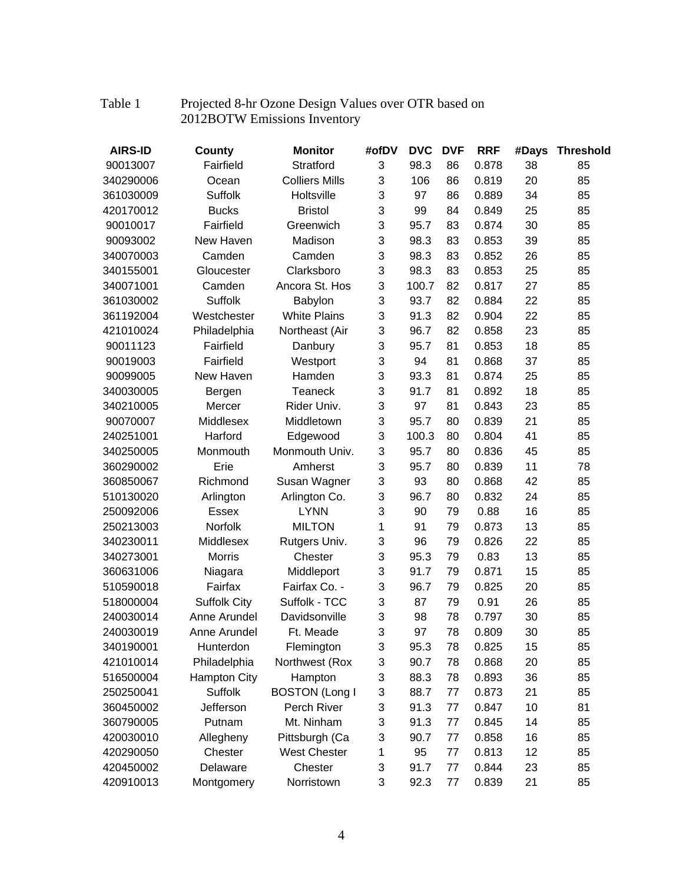Table 1 Projected 8-hr Ozone Design Values over OTR based on 2012BOTW Emissions Inventory

| AIRS-ID | County | Monitor | #ofDV | DVC | DVF | RRF | #Days | Threshold |
|---|---|---|---|---|---|---|---|---|
| 90013007 | Fairfield | Stratford | 3 | 98.3 | 86 | 0.878 | 38 | 85 |
| 340290006 | Ocean | Colliers Mills | 3 | 106 | 86 | 0.819 | 20 | 85 |
| 361030009 | Suffolk | Holtsville | 3 | 97 | 86 | 0.889 | 34 | 85 |
| 420170012 | Bucks | Bristol | 3 | 99 | 84 | 0.849 | 25 | 85 |
| 90010017 | Fairfield | Greenwich | 3 | 95.7 | 83 | 0.874 | 30 | 85 |
| 90093002 | New Haven | Madison | 3 | 98.3 | 83 | 0.853 | 39 | 85 |
| 340070003 | Camden | Camden | 3 | 98.3 | 83 | 0.852 | 26 | 85 |
| 340155001 | Gloucester | Clarksboro | 3 | 98.3 | 83 | 0.853 | 25 | 85 |
| 340071001 | Camden | Ancora St. Hos | 3 | 100.7 | 82 | 0.817 | 27 | 85 |
| 361030002 | Suffolk | Babylon | 3 | 93.7 | 82 | 0.884 | 22 | 85 |
| 361192004 | Westchester | White Plains | 3 | 91.3 | 82 | 0.904 | 22 | 85 |
| 421010024 | Philadelphia | Northeast (Air | 3 | 96.7 | 82 | 0.858 | 23 | 85 |
| 90011123 | Fairfield | Danbury | 3 | 95.7 | 81 | 0.853 | 18 | 85 |
| 90019003 | Fairfield | Westport | 3 | 94 | 81 | 0.868 | 37 | 85 |
| 90099005 | New Haven | Hamden | 3 | 93.3 | 81 | 0.874 | 25 | 85 |
| 340030005 | Bergen | Teaneck | 3 | 91.7 | 81 | 0.892 | 18 | 85 |
| 340210005 | Mercer | Rider Univ. | 3 | 97 | 81 | 0.843 | 23 | 85 |
| 90070007 | Middlesex | Middletown | 3 | 95.7 | 80 | 0.839 | 21 | 85 |
| 240251001 | Harford | Edgewood | 3 | 100.3 | 80 | 0.804 | 41 | 85 |
| 340250005 | Monmouth | Monmouth Univ. | 3 | 95.7 | 80 | 0.836 | 45 | 85 |
| 360290002 | Erie | Amherst | 3 | 95.7 | 80 | 0.839 | 11 | 78 |
| 360850067 | Richmond | Susan Wagner | 3 | 93 | 80 | 0.868 | 42 | 85 |
| 510130020 | Arlington | Arlington Co. | 3 | 96.7 | 80 | 0.832 | 24 | 85 |
| 250092006 | Essex | LYNN | 3 | 90 | 79 | 0.88 | 16 | 85 |
| 250213003 | Norfolk | MILTON | 1 | 91 | 79 | 0.873 | 13 | 85 |
| 340230011 | Middlesex | Rutgers Univ. | 3 | 96 | 79 | 0.826 | 22 | 85 |
| 340273001 | Morris | Chester | 3 | 95.3 | 79 | 0.83 | 13 | 85 |
| 360631006 | Niagara | Middleport | 3 | 91.7 | 79 | 0.871 | 15 | 85 |
| 510590018 | Fairfax | Fairfax Co. - | 3 | 96.7 | 79 | 0.825 | 20 | 85 |
| 518000004 | Suffolk City | Suffolk - TCC | 3 | 87 | 79 | 0.91 | 26 | 85 |
| 240030014 | Anne Arundel | Davidsonville | 3 | 98 | 78 | 0.797 | 30 | 85 |
| 240030019 | Anne Arundel | Ft. Meade | 3 | 97 | 78 | 0.809 | 30 | 85 |
| 340190001 | Hunterdon | Flemington | 3 | 95.3 | 78 | 0.825 | 15 | 85 |
| 421010014 | Philadelphia | Northwest (Rox | 3 | 90.7 | 78 | 0.868 | 20 | 85 |
| 516500004 | Hampton City | Hampton | 3 | 88.3 | 78 | 0.893 | 36 | 85 |
| 250250041 | Suffolk | BOSTON (Long I | 3 | 88.7 | 77 | 0.873 | 21 | 85 |
| 360450002 | Jefferson | Perch River | 3 | 91.3 | 77 | 0.847 | 10 | 81 |
| 360790005 | Putnam | Mt. Ninham | 3 | 91.3 | 77 | 0.845 | 14 | 85 |
| 420030010 | Allegheny | Pittsburgh (Ca | 3 | 90.7 | 77 | 0.858 | 16 | 85 |
| 420290050 | Chester | West Chester | 1 | 95 | 77 | 0.813 | 12 | 85 |
| 420450002 | Delaware | Chester | 3 | 91.7 | 77 | 0.844 | 23 | 85 |
| 420910013 | Montgomery | Norristown | 3 | 92.3 | 77 | 0.839 | 21 | 85 |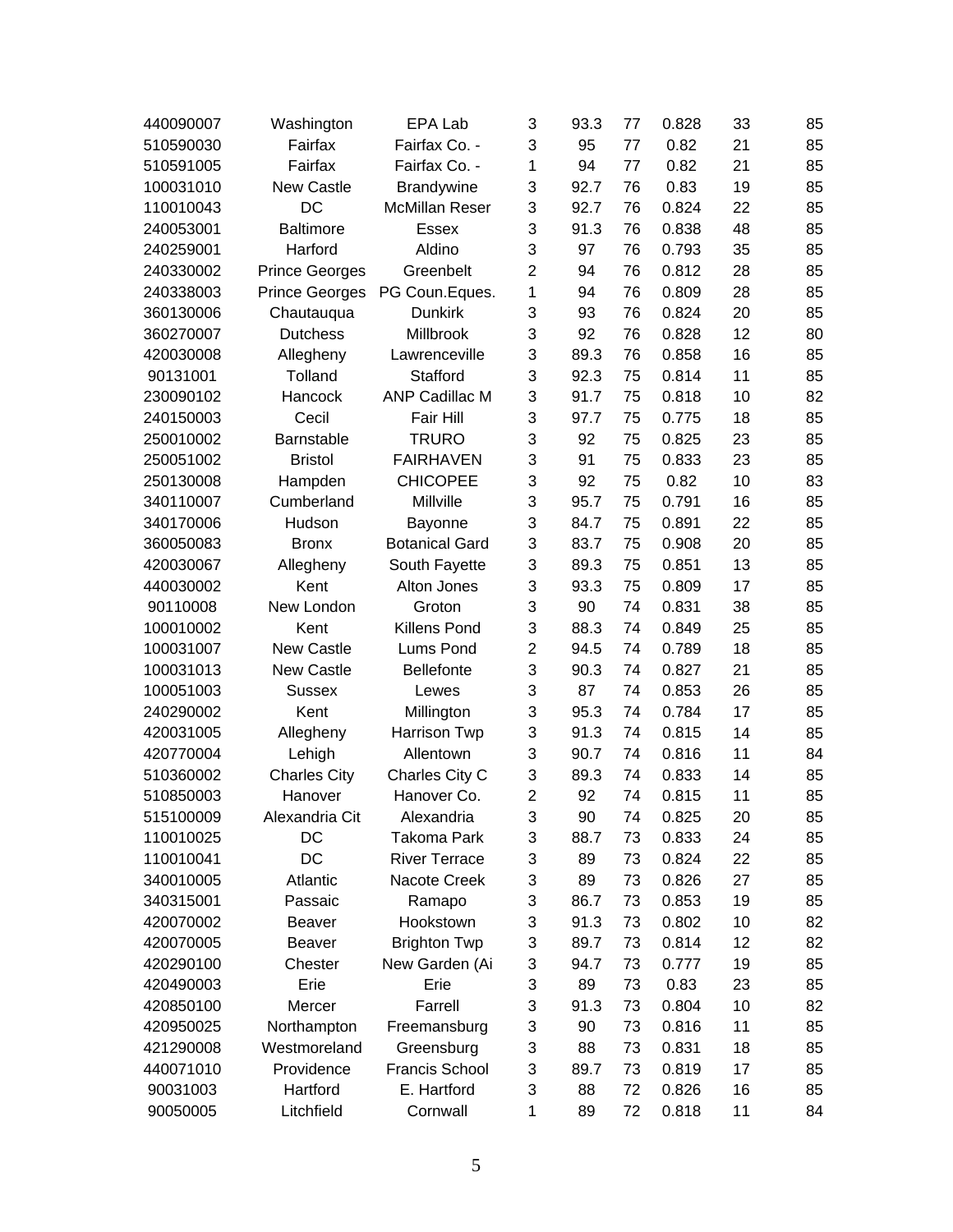| | | | | | | | | |
|---|---|---|---|---|---|---|---|---|
| 440090007 | Washington | EPA Lab | 3 | 93.3 | 77 | 0.828 | 33 | 85 |
| 510590030 | Fairfax | Fairfax Co. - | 3 | 95 | 77 | 0.82 | 21 | 85 |
| 510591005 | Fairfax | Fairfax Co. - | 1 | 94 | 77 | 0.82 | 21 | 85 |
| 100031010 | New Castle | Brandywine | 3 | 92.7 | 76 | 0.83 | 19 | 85 |
| 110010043 | DC | McMillan Reser | 3 | 92.7 | 76 | 0.824 | 22 | 85 |
| 240053001 | Baltimore | Essex | 3 | 91.3 | 76 | 0.838 | 48 | 85 |
| 240259001 | Harford | Aldino | 3 | 97 | 76 | 0.793 | 35 | 85 |
| 240330002 | Prince Georges | Greenbelt | 2 | 94 | 76 | 0.812 | 28 | 85 |
| 240338003 | Prince Georges | PG Coun.Eques. | 1 | 94 | 76 | 0.809 | 28 | 85 |
| 360130006 | Chautauqua | Dunkirk | 3 | 93 | 76 | 0.824 | 20 | 85 |
| 360270007 | Dutchess | Millbrook | 3 | 92 | 76 | 0.828 | 12 | 80 |
| 420030008 | Allegheny | Lawrenceville | 3 | 89.3 | 76 | 0.858 | 16 | 85 |
| 90131001 | Tolland | Stafford | 3 | 92.3 | 75 | 0.814 | 11 | 85 |
| 230090102 | Hancock | ANP Cadillac M | 3 | 91.7 | 75 | 0.818 | 10 | 82 |
| 240150003 | Cecil | Fair Hill | 3 | 97.7 | 75 | 0.775 | 18 | 85 |
| 250010002 | Barnstable | TRURO | 3 | 92 | 75 | 0.825 | 23 | 85 |
| 250051002 | Bristol | FAIRHAVEN | 3 | 91 | 75 | 0.833 | 23 | 85 |
| 250130008 | Hampden | CHICOPEE | 3 | 92 | 75 | 0.82 | 10 | 83 |
| 340110007 | Cumberland | Millville | 3 | 95.7 | 75 | 0.791 | 16 | 85 |
| 340170006 | Hudson | Bayonne | 3 | 84.7 | 75 | 0.891 | 22 | 85 |
| 360050083 | Bronx | Botanical Gard | 3 | 83.7 | 75 | 0.908 | 20 | 85 |
| 420030067 | Allegheny | South Fayette | 3 | 89.3 | 75 | 0.851 | 13 | 85 |
| 440030002 | Kent | Alton Jones | 3 | 93.3 | 75 | 0.809 | 17 | 85 |
| 90110008 | New London | Groton | 3 | 90 | 74 | 0.831 | 38 | 85 |
| 100010002 | Kent | Killens Pond | 3 | 88.3 | 74 | 0.849 | 25 | 85 |
| 100031007 | New Castle | Lums Pond | 2 | 94.5 | 74 | 0.789 | 18 | 85 |
| 100031013 | New Castle | Bellefonte | 3 | 90.3 | 74 | 0.827 | 21 | 85 |
| 100051003 | Sussex | Lewes | 3 | 87 | 74 | 0.853 | 26 | 85 |
| 240290002 | Kent | Millington | 3 | 95.3 | 74 | 0.784 | 17 | 85 |
| 420031005 | Allegheny | Harrison Twp | 3 | 91.3 | 74 | 0.815 | 14 | 85 |
| 420770004 | Lehigh | Allentown | 3 | 90.7 | 74 | 0.816 | 11 | 84 |
| 510360002 | Charles City | Charles City C | 3 | 89.3 | 74 | 0.833 | 14 | 85 |
| 510850003 | Hanover | Hanover Co. | 2 | 92 | 74 | 0.815 | 11 | 85 |
| 515100009 | Alexandria Cit | Alexandria | 3 | 90 | 74 | 0.825 | 20 | 85 |
| 110010025 | DC | Takoma Park | 3 | 88.7 | 73 | 0.833 | 24 | 85 |
| 110010041 | DC | River Terrace | 3 | 89 | 73 | 0.824 | 22 | 85 |
| 340010005 | Atlantic | Nacote Creek | 3 | 89 | 73 | 0.826 | 27 | 85 |
| 340315001 | Passaic | Ramapo | 3 | 86.7 | 73 | 0.853 | 19 | 85 |
| 420070002 | Beaver | Hookstown | 3 | 91.3 | 73 | 0.802 | 10 | 82 |
| 420070005 | Beaver | Brighton Twp | 3 | 89.7 | 73 | 0.814 | 12 | 82 |
| 420290100 | Chester | New Garden (Ai | 3 | 94.7 | 73 | 0.777 | 19 | 85 |
| 420490003 | Erie | Erie | 3 | 89 | 73 | 0.83 | 23 | 85 |
| 420850100 | Mercer | Farrell | 3 | 91.3 | 73 | 0.804 | 10 | 82 |
| 420950025 | Northampton | Freemansburg | 3 | 90 | 73 | 0.816 | 11 | 85 |
| 421290008 | Westmoreland | Greensburg | 3 | 88 | 73 | 0.831 | 18 | 85 |
| 440071010 | Providence | Francis School | 3 | 89.7 | 73 | 0.819 | 17 | 85 |
| 90031003 | Hartford | E. Hartford | 3 | 88 | 72 | 0.826 | 16 | 85 |
| 90050005 | Litchfield | Cornwall | 1 | 89 | 72 | 0.818 | 11 | 84 |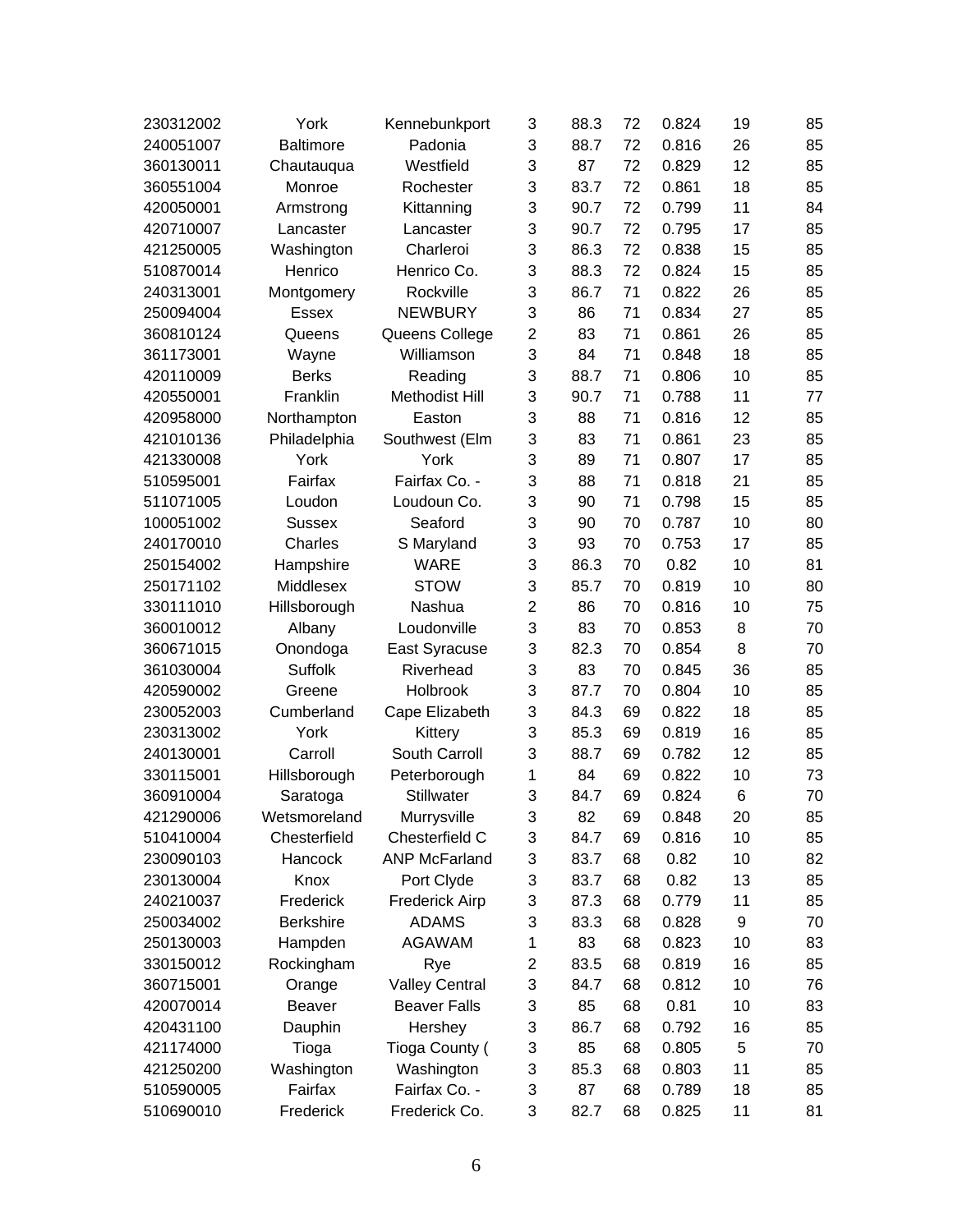|  |  |  |  |  |  |  |  |  |
|---|---|---|---|---|---|---|---|---|
| 230312002 | York | Kennebunkport | 3 | 88.3 | 72 | 0.824 | 19 | 85 |
| 240051007 | Baltimore | Padonia | 3 | 88.7 | 72 | 0.816 | 26 | 85 |
| 360130011 | Chautauqua | Westfield | 3 | 87 | 72 | 0.829 | 12 | 85 |
| 360551004 | Monroe | Rochester | 3 | 83.7 | 72 | 0.861 | 18 | 85 |
| 420050001 | Armstrong | Kittanning | 3 | 90.7 | 72 | 0.799 | 11 | 84 |
| 420710007 | Lancaster | Lancaster | 3 | 90.7 | 72 | 0.795 | 17 | 85 |
| 421250005 | Washington | Charleroi | 3 | 86.3 | 72 | 0.838 | 15 | 85 |
| 510870014 | Henrico | Henrico Co. | 3 | 88.3 | 72 | 0.824 | 15 | 85 |
| 240313001 | Montgomery | Rockville | 3 | 86.7 | 71 | 0.822 | 26 | 85 |
| 250094004 | Essex | NEWBURY | 3 | 86 | 71 | 0.834 | 27 | 85 |
| 360810124 | Queens | Queens College | 2 | 83 | 71 | 0.861 | 26 | 85 |
| 361173001 | Wayne | Williamson | 3 | 84 | 71 | 0.848 | 18 | 85 |
| 420110009 | Berks | Reading | 3 | 88.7 | 71 | 0.806 | 10 | 85 |
| 420550001 | Franklin | Methodist Hill | 3 | 90.7 | 71 | 0.788 | 11 | 77 |
| 420958000 | Northampton | Easton | 3 | 88 | 71 | 0.816 | 12 | 85 |
| 421010136 | Philadelphia | Southwest (Elm | 3 | 83 | 71 | 0.861 | 23 | 85 |
| 421330008 | York | York | 3 | 89 | 71 | 0.807 | 17 | 85 |
| 510595001 | Fairfax | Fairfax Co. - | 3 | 88 | 71 | 0.818 | 21 | 85 |
| 511071005 | Loudon | Loudoun Co. | 3 | 90 | 71 | 0.798 | 15 | 85 |
| 100051002 | Sussex | Seaford | 3 | 90 | 70 | 0.787 | 10 | 80 |
| 240170010 | Charles | S Maryland | 3 | 93 | 70 | 0.753 | 17 | 85 |
| 250154002 | Hampshire | WARE | 3 | 86.3 | 70 | 0.82 | 10 | 81 |
| 250171102 | Middlesex | STOW | 3 | 85.7 | 70 | 0.819 | 10 | 80 |
| 330111010 | Hillsborough | Nashua | 2 | 86 | 70 | 0.816 | 10 | 75 |
| 360010012 | Albany | Loudonville | 3 | 83 | 70 | 0.853 | 8 | 70 |
| 360671015 | Onondoga | East Syracuse | 3 | 82.3 | 70 | 0.854 | 8 | 70 |
| 361030004 | Suffolk | Riverhead | 3 | 83 | 70 | 0.845 | 36 | 85 |
| 420590002 | Greene | Holbrook | 3 | 87.7 | 70 | 0.804 | 10 | 85 |
| 230052003 | Cumberland | Cape Elizabeth | 3 | 84.3 | 69 | 0.822 | 18 | 85 |
| 230313002 | York | Kittery | 3 | 85.3 | 69 | 0.819 | 16 | 85 |
| 240130001 | Carroll | South Carroll | 3 | 88.7 | 69 | 0.782 | 12 | 85 |
| 330115001 | Hillsborough | Peterborough | 1 | 84 | 69 | 0.822 | 10 | 73 |
| 360910004 | Saratoga | Stillwater | 3 | 84.7 | 69 | 0.824 | 6 | 70 |
| 421290006 | Wetsmoreland | Murrysville | 3 | 82 | 69 | 0.848 | 20 | 85 |
| 510410004 | Chesterfield | Chesterfield C | 3 | 84.7 | 69 | 0.816 | 10 | 85 |
| 230090103 | Hancock | ANP McFarland | 3 | 83.7 | 68 | 0.82 | 10 | 82 |
| 230130004 | Knox | Port Clyde | 3 | 83.7 | 68 | 0.82 | 13 | 85 |
| 240210037 | Frederick | Frederick Airp | 3 | 87.3 | 68 | 0.779 | 11 | 85 |
| 250034002 | Berkshire | ADAMS | 3 | 83.3 | 68 | 0.828 | 9 | 70 |
| 250130003 | Hampden | AGAWAM | 1 | 83 | 68 | 0.823 | 10 | 83 |
| 330150012 | Rockingham | Rye | 2 | 83.5 | 68 | 0.819 | 16 | 85 |
| 360715001 | Orange | Valley Central | 3 | 84.7 | 68 | 0.812 | 10 | 76 |
| 420070014 | Beaver | Beaver Falls | 3 | 85 | 68 | 0.81 | 10 | 83 |
| 420431100 | Dauphin | Hershey | 3 | 86.7 | 68 | 0.792 | 16 | 85 |
| 421174000 | Tioga | Tioga County ( | 3 | 85 | 68 | 0.805 | 5 | 70 |
| 421250200 | Washington | Washington | 3 | 85.3 | 68 | 0.803 | 11 | 85 |
| 510590005 | Fairfax | Fairfax Co. - | 3 | 87 | 68 | 0.789 | 18 | 85 |
| 510690010 | Frederick | Frederick Co. | 3 | 82.7 | 68 | 0.825 | 11 | 81 |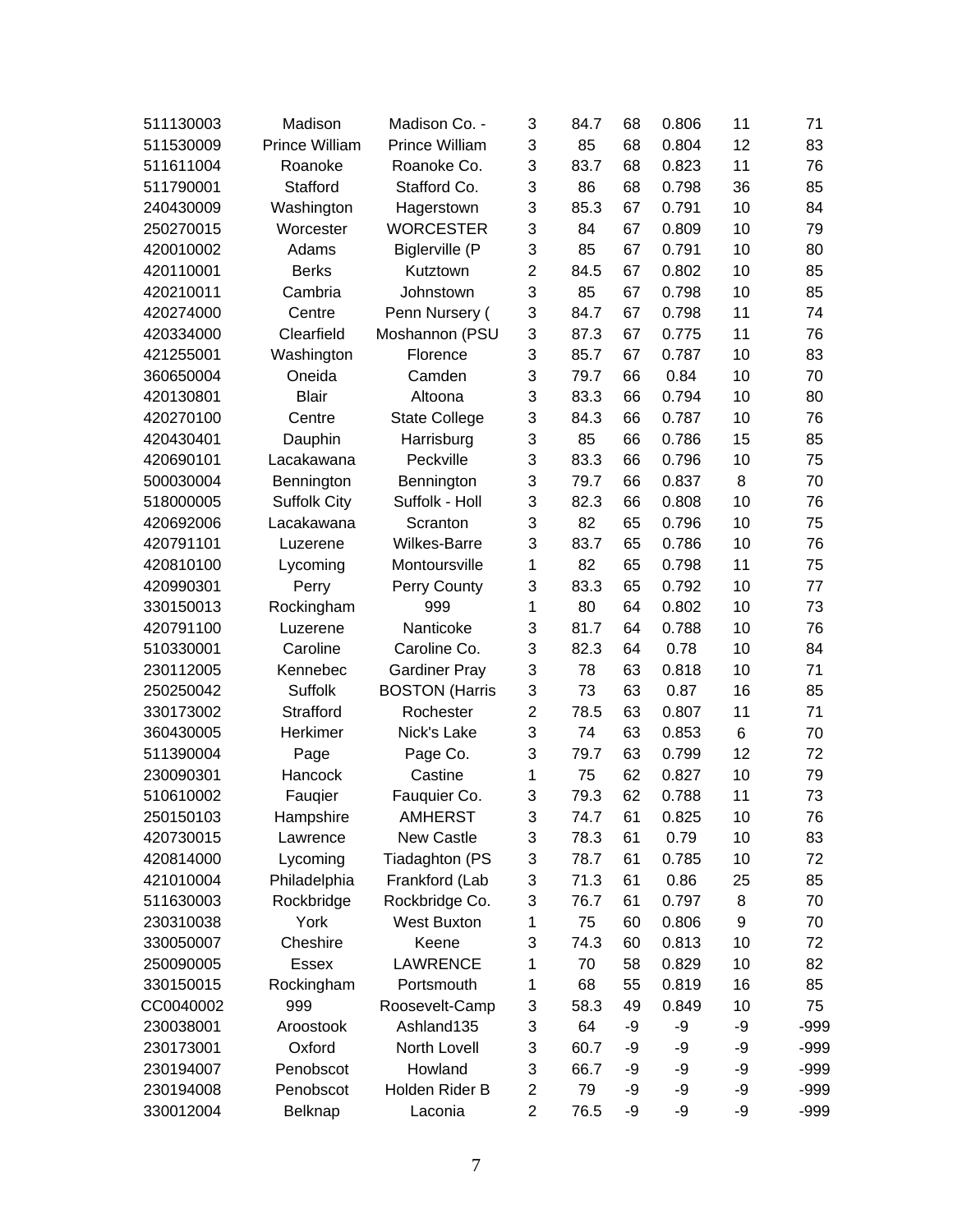| | | | | | | | | |
|---|---|---|---|---|---|---|---|---|
| 511130003 | Madison | Madison Co. - | 3 | 84.7 | 68 | 0.806 | 11 | 71 |
| 511530009 | Prince William | Prince William | 3 | 85 | 68 | 0.804 | 12 | 83 |
| 511611004 | Roanoke | Roanoke Co. | 3 | 83.7 | 68 | 0.823 | 11 | 76 |
| 511790001 | Stafford | Stafford Co. | 3 | 86 | 68 | 0.798 | 36 | 85 |
| 240430009 | Washington | Hagerstown | 3 | 85.3 | 67 | 0.791 | 10 | 84 |
| 250270015 | Worcester | WORCESTER | 3 | 84 | 67 | 0.809 | 10 | 79 |
| 420010002 | Adams | Biglerville (P | 3 | 85 | 67 | 0.791 | 10 | 80 |
| 420110001 | Berks | Kutztown | 2 | 84.5 | 67 | 0.802 | 10 | 85 |
| 420210011 | Cambria | Johnstown | 3 | 85 | 67 | 0.798 | 10 | 85 |
| 420274000 | Centre | Penn Nursery ( | 3 | 84.7 | 67 | 0.798 | 11 | 74 |
| 420334000 | Clearfield | Moshannon (PSU | 3 | 87.3 | 67 | 0.775 | 11 | 76 |
| 421255001 | Washington | Florence | 3 | 85.7 | 67 | 0.787 | 10 | 83 |
| 360650004 | Oneida | Camden | 3 | 79.7 | 66 | 0.84 | 10 | 70 |
| 420130801 | Blair | Altoona | 3 | 83.3 | 66 | 0.794 | 10 | 80 |
| 420270100 | Centre | State College | 3 | 84.3 | 66 | 0.787 | 10 | 76 |
| 420430401 | Dauphin | Harrisburg | 3 | 85 | 66 | 0.786 | 15 | 85 |
| 420690101 | Lacakawana | Peckville | 3 | 83.3 | 66 | 0.796 | 10 | 75 |
| 500030004 | Bennington | Bennington | 3 | 79.7 | 66 | 0.837 | 8 | 70 |
| 518000005 | Suffolk City | Suffolk - Holl | 3 | 82.3 | 66 | 0.808 | 10 | 76 |
| 420692006 | Lacakawana | Scranton | 3 | 82 | 65 | 0.796 | 10 | 75 |
| 420791101 | Luzerene | Wilkes-Barre | 3 | 83.7 | 65 | 0.786 | 10 | 76 |
| 420810100 | Lycoming | Montoursville | 1 | 82 | 65 | 0.798 | 11 | 75 |
| 420990301 | Perry | Perry County | 3 | 83.3 | 65 | 0.792 | 10 | 77 |
| 330150013 | Rockingham | 999 | 1 | 80 | 64 | 0.802 | 10 | 73 |
| 420791100 | Luzerene | Nanticoke | 3 | 81.7 | 64 | 0.788 | 10 | 76 |
| 510330001 | Caroline | Caroline Co. | 3 | 82.3 | 64 | 0.78 | 10 | 84 |
| 230112005 | Kennebec | Gardiner Pray | 3 | 78 | 63 | 0.818 | 10 | 71 |
| 250250042 | Suffolk | BOSTON (Harris | 3 | 73 | 63 | 0.87 | 16 | 85 |
| 330173002 | Strafford | Rochester | 2 | 78.5 | 63 | 0.807 | 11 | 71 |
| 360430005 | Herkimer | Nick's Lake | 3 | 74 | 63 | 0.853 | 6 | 70 |
| 511390004 | Page | Page Co. | 3 | 79.7 | 63 | 0.799 | 12 | 72 |
| 230090301 | Hancock | Castine | 1 | 75 | 62 | 0.827 | 10 | 79 |
| 510610002 | Fauqier | Fauquier Co. | 3 | 79.3 | 62 | 0.788 | 11 | 73 |
| 250150103 | Hampshire | AMHERST | 3 | 74.7 | 61 | 0.825 | 10 | 76 |
| 420730015 | Lawrence | New Castle | 3 | 78.3 | 61 | 0.79 | 10 | 83 |
| 420814000 | Lycoming | Tiadaghton (PS | 3 | 78.7 | 61 | 0.785 | 10 | 72 |
| 421010004 | Philadelphia | Frankford (Lab | 3 | 71.3 | 61 | 0.86 | 25 | 85 |
| 511630003 | Rockbridge | Rockbridge Co. | 3 | 76.7 | 61 | 0.797 | 8 | 70 |
| 230310038 | York | West Buxton | 1 | 75 | 60 | 0.806 | 9 | 70 |
| 330050007 | Cheshire | Keene | 3 | 74.3 | 60 | 0.813 | 10 | 72 |
| 250090005 | Essex | LAWRENCE | 1 | 70 | 58 | 0.829 | 10 | 82 |
| 330150015 | Rockingham | Portsmouth | 1 | 68 | 55 | 0.819 | 16 | 85 |
| CC0040002 | 999 | Roosevelt-Camp | 3 | 58.3 | 49 | 0.849 | 10 | 75 |
| 230038001 | Aroostook | Ashland135 | 3 | 64 | -9 | -9 | -9 | -999 |
| 230173001 | Oxford | North Lovell | 3 | 60.7 | -9 | -9 | -9 | -999 |
| 230194007 | Penobscot | Howland | 3 | 66.7 | -9 | -9 | -9 | -999 |
| 230194008 | Penobscot | Holden Rider B | 2 | 79 | -9 | -9 | -9 | -999 |
| 330012004 | Belknap | Laconia | 2 | 76.5 | -9 | -9 | -9 | -999 |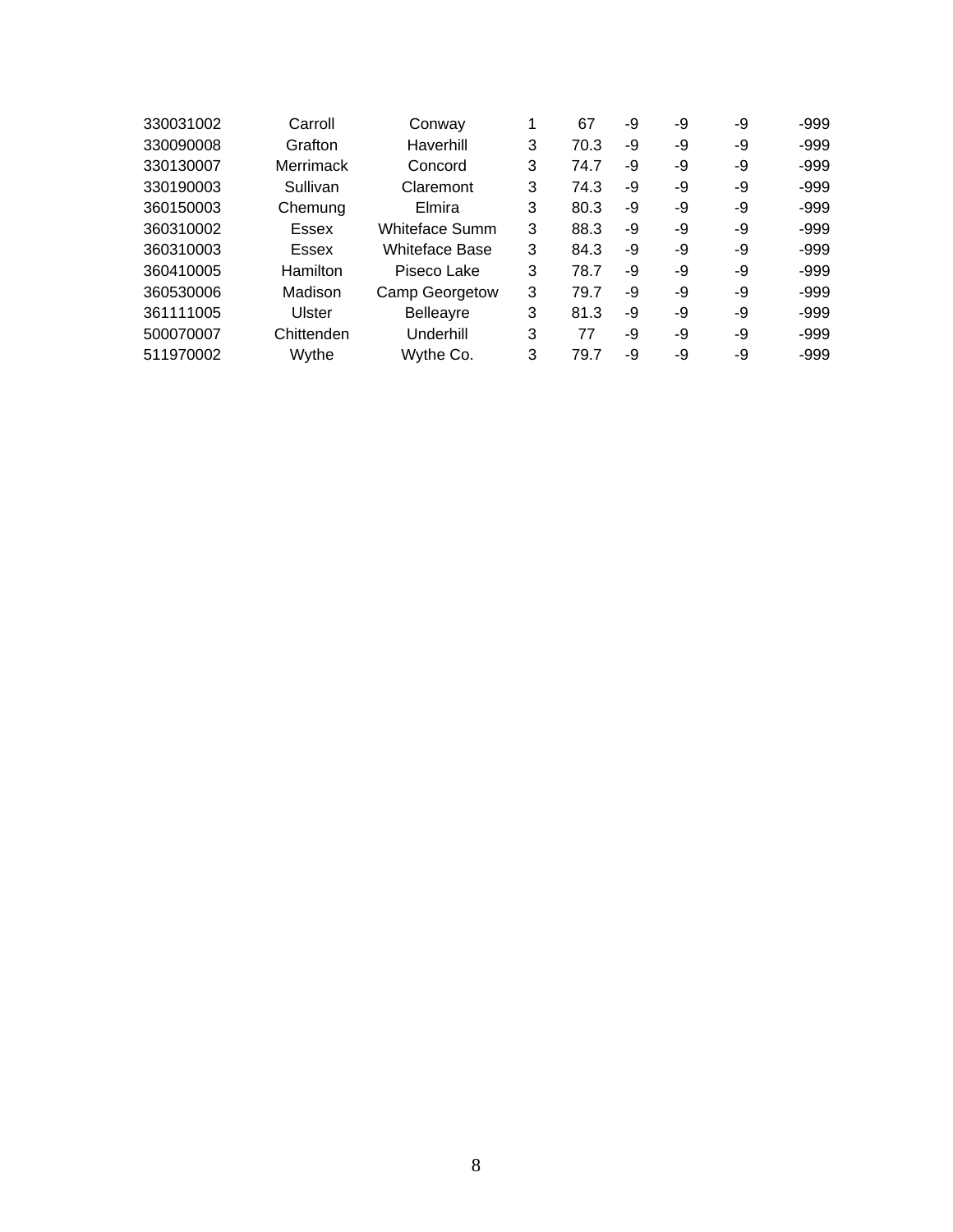| | | | | | | | | |
|---|---|---|---|---|---|---|---|---|
| 330031002 | Carroll | Conway | 1 | 67 | -9 | -9 | -9 | -999 |
| 330090008 | Grafton | Haverhill | 3 | 70.3 | -9 | -9 | -9 | -999 |
| 330130007 | Merrimack | Concord | 3 | 74.7 | -9 | -9 | -9 | -999 |
| 330190003 | Sullivan | Claremont | 3 | 74.3 | -9 | -9 | -9 | -999 |
| 360150003 | Chemung | Elmira | 3 | 80.3 | -9 | -9 | -9 | -999 |
| 360310002 | Essex | Whiteface Summ | 3 | 88.3 | -9 | -9 | -9 | -999 |
| 360310003 | Essex | Whiteface Base | 3 | 84.3 | -9 | -9 | -9 | -999 |
| 360410005 | Hamilton | Piseco Lake | 3 | 78.7 | -9 | -9 | -9 | -999 |
| 360530006 | Madison | Camp Georgetow | 3 | 79.7 | -9 | -9 | -9 | -999 |
| 361111005 | Ulster | Belleayre | 3 | 81.3 | -9 | -9 | -9 | -999 |
| 500070007 | Chittenden | Underhill | 3 | 77 | -9 | -9 | -9 | -999 |
| 511970002 | Wythe | Wythe Co. | 3 | 79.7 | -9 | -9 | -9 | -999 |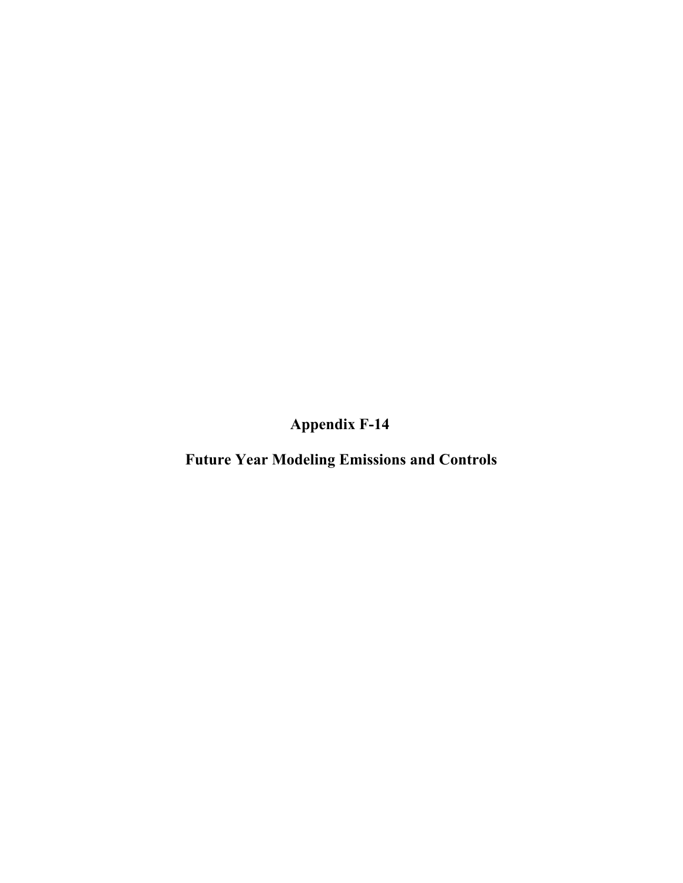# Appendix F-14

# Future Year Modeling Emissions and Controls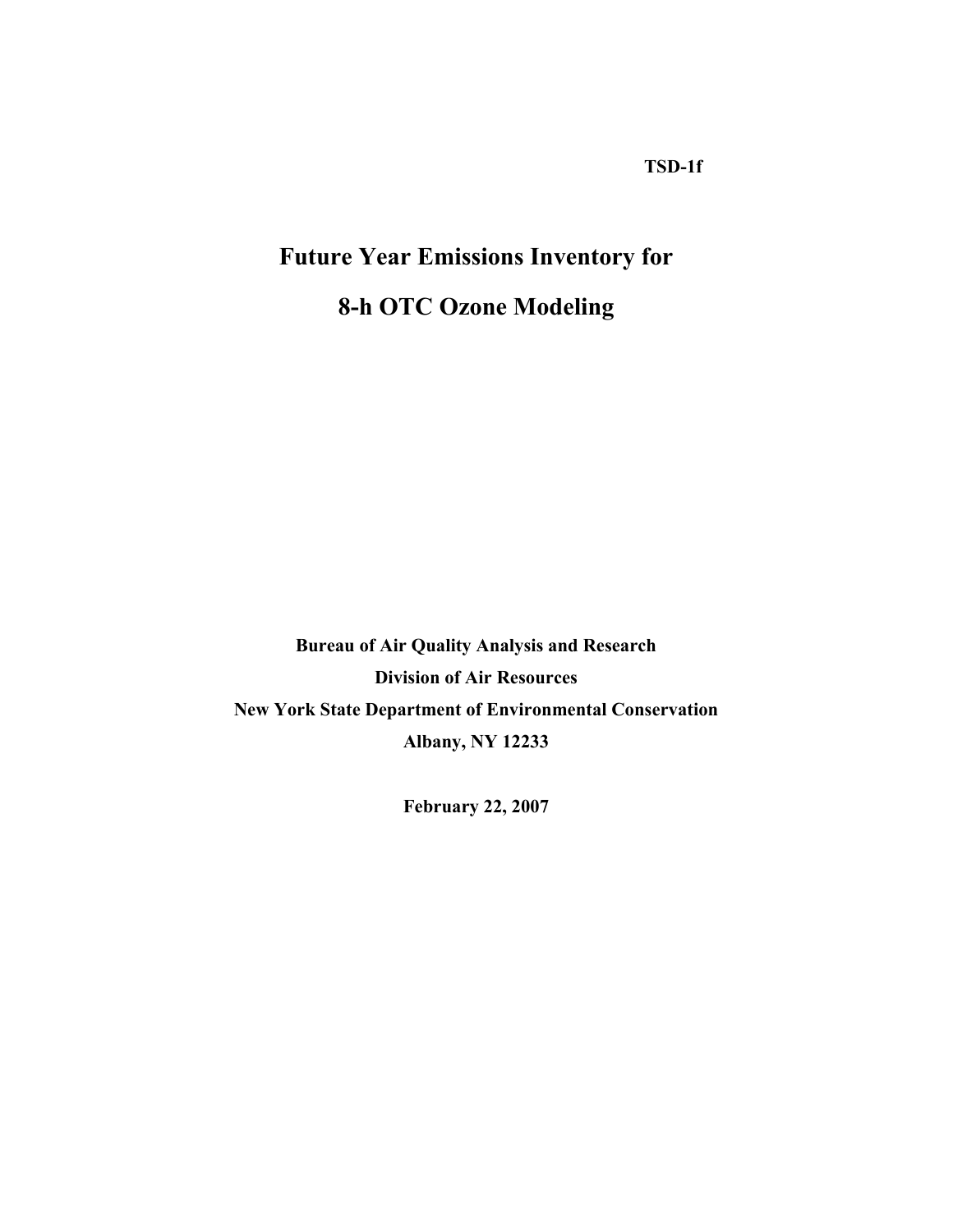TSD-1f

# Future Year Emissions Inventory for

# 8-h OTC Ozone Modeling

**Bureau of Air Quality Analysis and Research**

**Division of Air Resources**

**New York State Department of Environmental Conservation**

**Albany, NY 12233**

**February 22, 2007**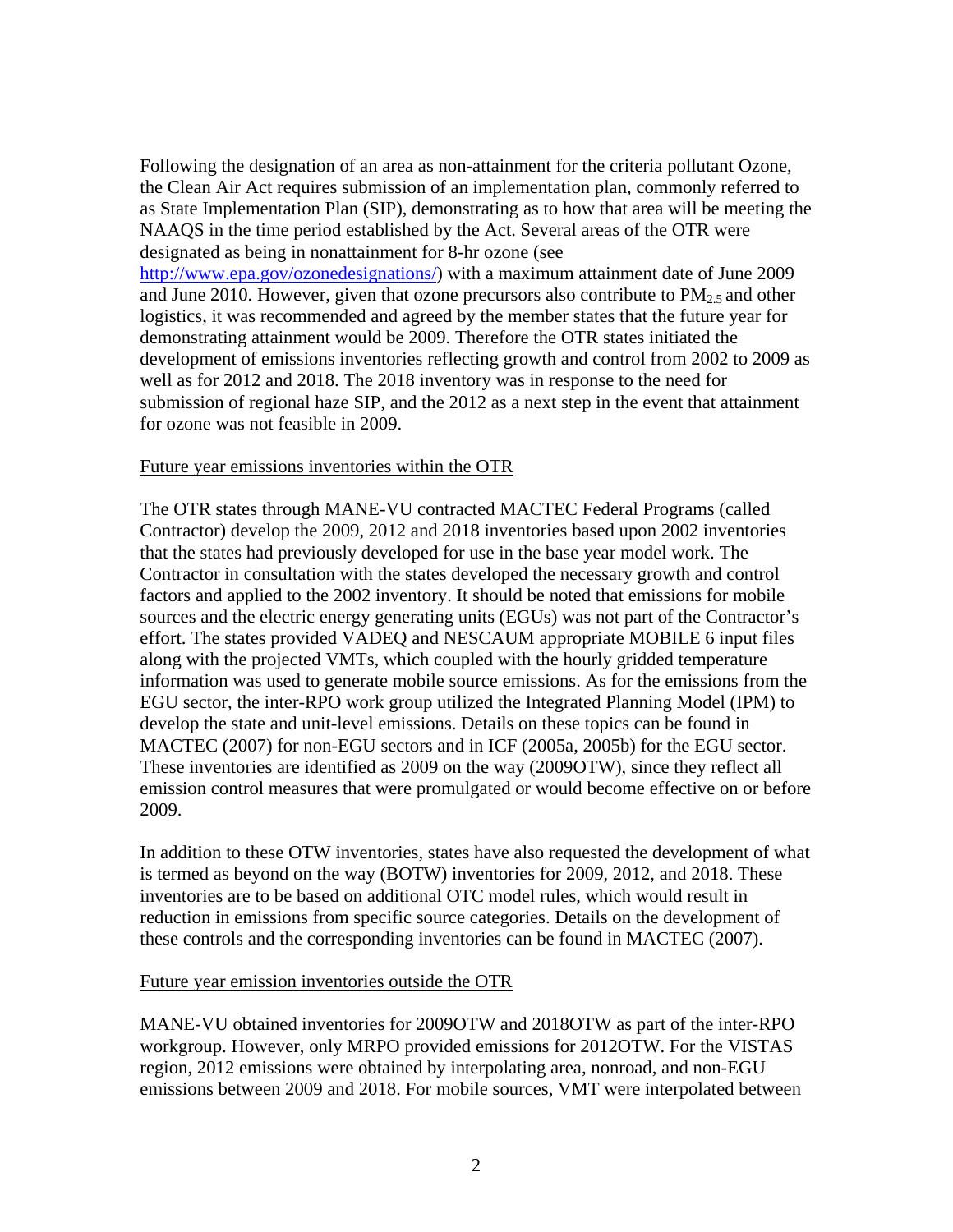Following the designation of an area as non-attainment for the criteria pollutant Ozone, the Clean Air Act requires submission of an implementation plan, commonly referred to as State Implementation Plan (SIP), demonstrating as to how that area will be meeting the NAAQS in the time period established by the Act. Several areas of the OTR were designated as being in nonattainment for 8-hr ozone (see http://www.epa.gov/ozonedesignations/) with a maximum attainment date of June 2009 and June 2010. However, given that ozone precursors also contribute to $PM_{2.5}$ and other logistics, it was recommended and agreed by the member states that the future year for demonstrating attainment would be 2009. Therefore the OTR states initiated the development of emissions inventories reflecting growth and control from 2002 to 2009 as well as for 2012 and 2018. The 2018 inventory was in response to the need for submission of regional haze SIP, and the 2012 as a next step in the event that attainment for ozone was not feasible in 2009.

Future year emissions inventories within the OTR

The OTR states through MANE-VU contracted MACTEC Federal Programs (called Contractor) develop the 2009, 2012 and 2018 inventories based upon 2002 inventories that the states had previously developed for use in the base year model work. The Contractor in consultation with the states developed the necessary growth and control factors and applied to the 2002 inventory. It should be noted that emissions for mobile sources and the electric energy generating units (EGUs) was not part of the Contractor's effort. The states provided VADEQ and NESCAUM appropriate MOBILE 6 input files along with the projected VMTs, which coupled with the hourly gridded temperature information was used to generate mobile source emissions. As for the emissions from the EGU sector, the inter-RPO work group utilized the Integrated Planning Model (IPM) to develop the state and unit-level emissions. Details on these topics can be found in MACTEC (2007) for non-EGU sectors and in ICF (2005a, 2005b) for the EGU sector. These inventories are identified as 2009 on the way (2009OTW), since they reflect all emission control measures that were promulgated or would become effective on or before 2009.

In addition to these OTW inventories, states have also requested the development of what is termed as beyond on the way (BOTW) inventories for 2009, 2012, and 2018. These inventories are to be based on additional OTC model rules, which would result in reduction in emissions from specific source categories. Details on the development of these controls and the corresponding inventories can be found in MACTEC (2007).

Future year emission inventories outside the OTR

MANE-VU obtained inventories for 2009OTW and 2018OTW as part of the inter-RPO workgroup. However, only MRPO provided emissions for 2012OTW. For the VISTAS region, 2012 emissions were obtained by interpolating area, nonroad, and non-EGU emissions between 2009 and 2018. For mobile sources, VMT were interpolated between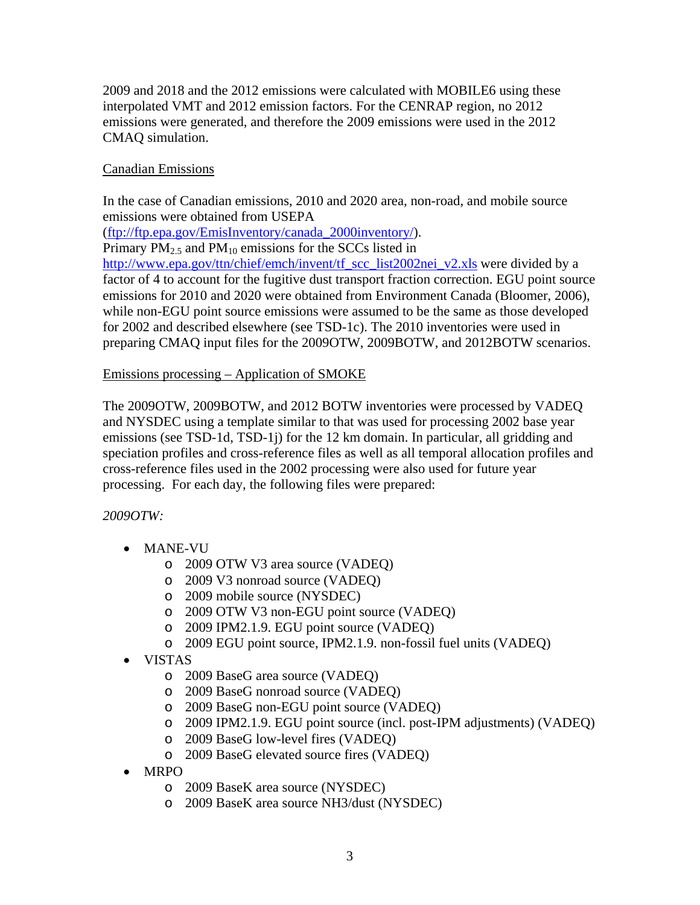2009 and 2018 and the 2012 emissions were calculated with MOBILE6 using these interpolated VMT and 2012 emission factors. For the CENRAP region, no 2012 emissions were generated, and therefore the 2009 emissions were used in the 2012 CMAQ simulation.

Canadian Emissions

In the case of Canadian emissions, 2010 and 2020 area, non-road, and mobile source emissions were obtained from USEPA (ftp://ftp.epa.gov/EmisInventory/canada_2000inventory/). Primary $PM_{2.5}$ and $PM_{10}$ emissions for the SCCs listed in http://www.epa.gov/ttn/chief/emch/invent/tf_scc_list2002nei_v2.xls were divided by a factor of 4 to account for the fugitive dust transport fraction correction. EGU point source emissions for 2010 and 2020 were obtained from Environment Canada (Bloomer, 2006), while non-EGU point source emissions were assumed to be the same as those developed for 2002 and described elsewhere (see TSD-1c). The 2010 inventories were used in preparing CMAQ input files for the 2009OTW, 2009BOTW, and 2012BOTW scenarios.

Emissions processing – Application of SMOKE

The 2009OTW, 2009BOTW, and 2012 BOTW inventories were processed by VADEQ and NYSDEC using a template similar to that was used for processing 2002 base year emissions (see TSD-1d, TSD-1j) for the 12 km domain. In particular, all gridding and speciation profiles and cross-reference files as well as all temporal allocation profiles and cross-reference files used in the 2002 processing were also used for future year processing. For each day, the following files were prepared:

*2009OTW:*

- MANE-VU
  - 2009 OTW V3 area source (VADEQ)
  - 2009 V3 nonroad source (VADEQ)
  - 2009 mobile source (NYSDEC)
  - 2009 OTW V3 non-EGU point source (VADEQ)
  - 2009 IPM2.1.9. EGU point source (VADEQ)
  - 2009 EGU point source, IPM2.1.9. non-fossil fuel units (VADEQ)
- VISTAS
  - 2009 BaseG area source (VADEQ)
  - 2009 BaseG nonroad source (VADEQ)
  - 2009 BaseG non-EGU point source (VADEQ)
  - 2009 IPM2.1.9. EGU point source (incl. post-IPM adjustments) (VADEQ)
  - 2009 BaseG low-level fires (VADEQ)
  - 2009 BaseG elevated source fires (VADEQ)
- MRPO
  - 2009 BaseK area source (NYSDEC)
  - 2009 BaseK area source NH3/dust (NYSDEC)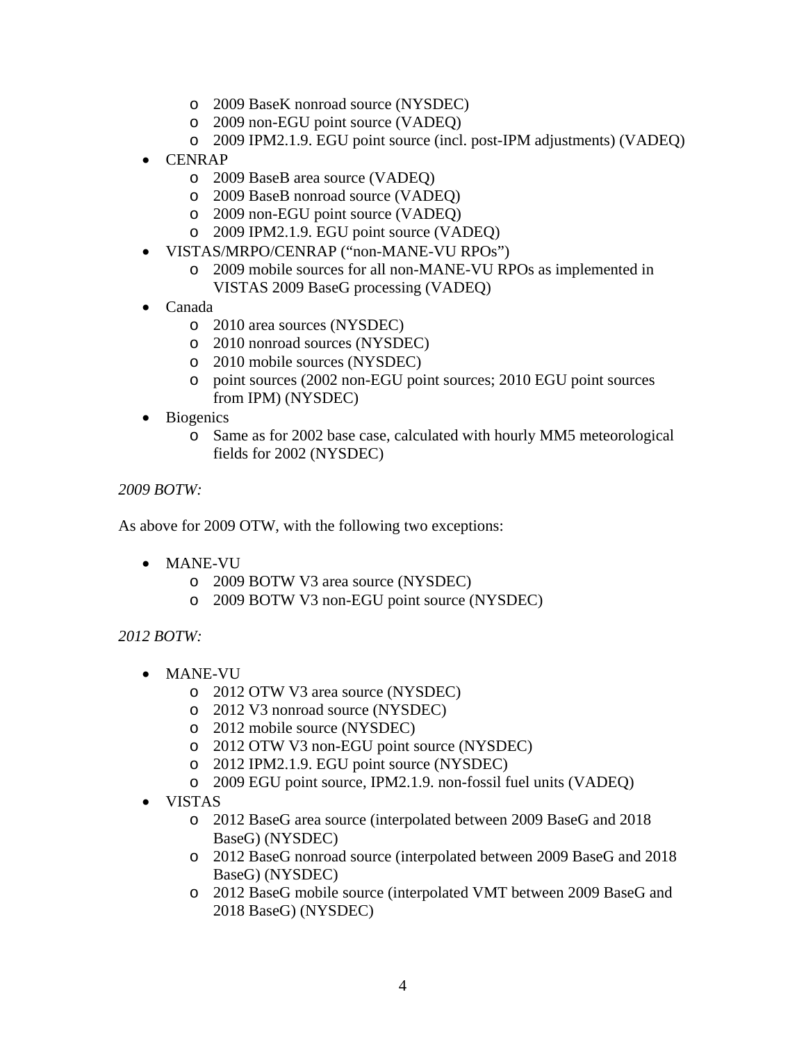- 2009 BaseK nonroad source (NYSDEC)
  - 2009 non-EGU point source (VADEQ)
  - 2009 IPM2.1.9. EGU point source (incl. post-IPM adjustments) (VADEQ)
- CENRAP
  - 2009 BaseB area source (VADEQ)
  - 2009 BaseB nonroad source (VADEQ)
  - 2009 non-EGU point source (VADEQ)
  - 2009 IPM2.1.9. EGU point source (VADEQ)
- VISTAS/MRPO/CENRAP ("non-MANE-VU RPOs")
  - 2009 mobile sources for all non-MANE-VU RPOs as implemented in VISTAS 2009 BaseG processing (VADEQ)
- Canada
  - 2010 area sources (NYSDEC)
  - 2010 nonroad sources (NYSDEC)
  - 2010 mobile sources (NYSDEC)
  - point sources (2002 non-EGU point sources; 2010 EGU point sources from IPM) (NYSDEC)
- Biogenics
  - Same as for 2002 base case, calculated with hourly MM5 meteorological fields for 2002 (NYSDEC)

*2009 BOTW:*

As above for 2009 OTW, with the following two exceptions:

- MANE-VU
  - 2009 BOTW V3 area source (NYSDEC)
  - 2009 BOTW V3 non-EGU point source (NYSDEC)

*2012 BOTW:*

- MANE-VU
  - 2012 OTW V3 area source (NYSDEC)
  - 2012 V3 nonroad source (NYSDEC)
  - 2012 mobile source (NYSDEC)
  - 2012 OTW V3 non-EGU point source (NYSDEC)
  - 2012 IPM2.1.9. EGU point source (NYSDEC)
  - 2009 EGU point source, IPM2.1.9. non-fossil fuel units (VADEQ)
- VISTAS
  - 2012 BaseG area source (interpolated between 2009 BaseG and 2018 BaseG) (NYSDEC)
  - 2012 BaseG nonroad source (interpolated between 2009 BaseG and 2018 BaseG) (NYSDEC)
  - 2012 BaseG mobile source (interpolated VMT between 2009 BaseG and 2018 BaseG) (NYSDEC)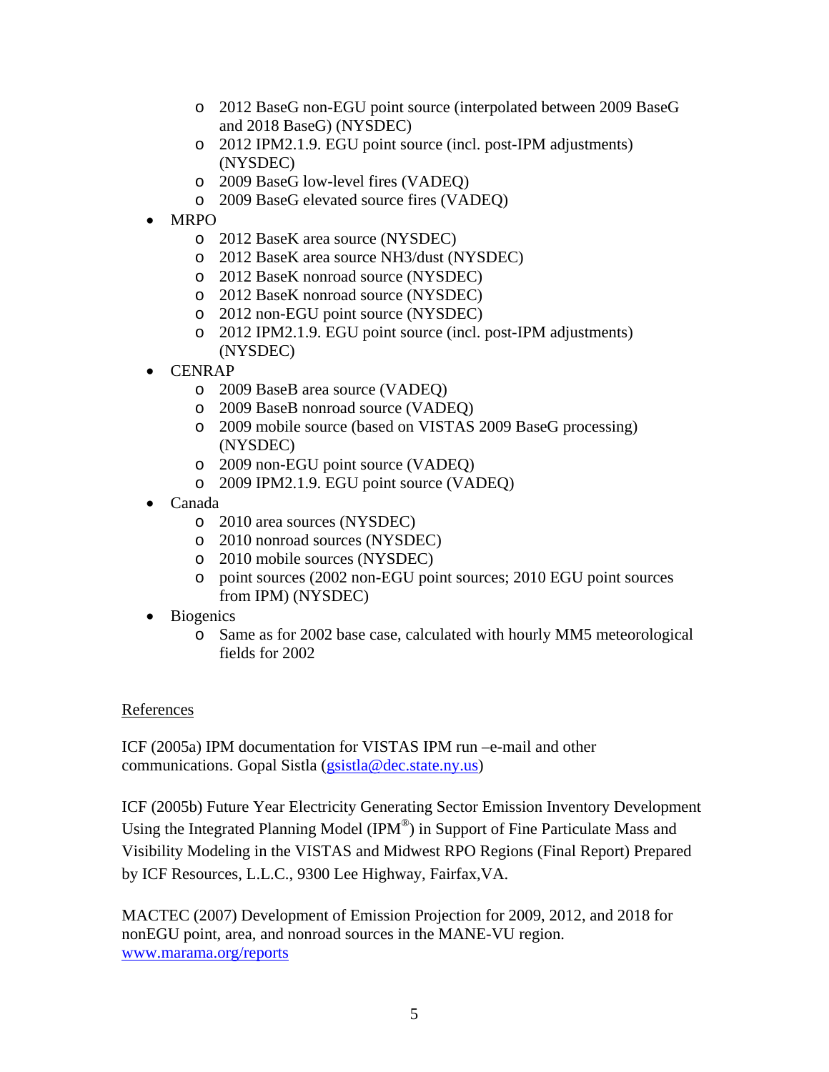- 2012 BaseG non-EGU point source (interpolated between 2009 BaseG and 2018 BaseG) (NYSDEC)
  - 2012 IPM2.1.9. EGU point source (incl. post-IPM adjustments) (NYSDEC)
  - 2009 BaseG low-level fires (VADEQ)
  - 2009 BaseG elevated source fires (VADEQ)
- MRPO
  - 2012 BaseK area source (NYSDEC)
  - 2012 BaseK area source NH3/dust (NYSDEC)
  - 2012 BaseK nonroad source (NYSDEC)
  - 2012 BaseK nonroad source (NYSDEC)
  - 2012 non-EGU point source (NYSDEC)
  - 2012 IPM2.1.9. EGU point source (incl. post-IPM adjustments) (NYSDEC)
- CENRAP
  - 2009 BaseB area source (VADEQ)
  - 2009 BaseB nonroad source (VADEQ)
  - 2009 mobile source (based on VISTAS 2009 BaseG processing) (NYSDEC)
  - 2009 non-EGU point source (VADEQ)
  - 2009 IPM2.1.9. EGU point source (VADEQ)
- Canada
  - 2010 area sources (NYSDEC)
  - 2010 nonroad sources (NYSDEC)
  - 2010 mobile sources (NYSDEC)
  - point sources (2002 non-EGU point sources; 2010 EGU point sources from IPM) (NYSDEC)
- Biogenics
  - Same as for 2002 base case, calculated with hourly MM5 meteorological fields for 2002

References

ICF (2005a) IPM documentation for VISTAS IPM run –e-mail and other communications. Gopal Sistla (gsistla@dec.state.ny.us)

ICF (2005b) Future Year Electricity Generating Sector Emission Inventory Development Using the Integrated Planning Model (IPM®) in Support of Fine Particulate Mass and Visibility Modeling in the VISTAS and Midwest RPO Regions (Final Report) Prepared by ICF Resources, L.L.C., 9300 Lee Highway, Fairfax,VA.

MACTEC (2007) Development of Emission Projection for 2009, 2012, and 2018 for nonEGU point, area, and nonroad sources in the MANE-VU region. www.marama.org/reports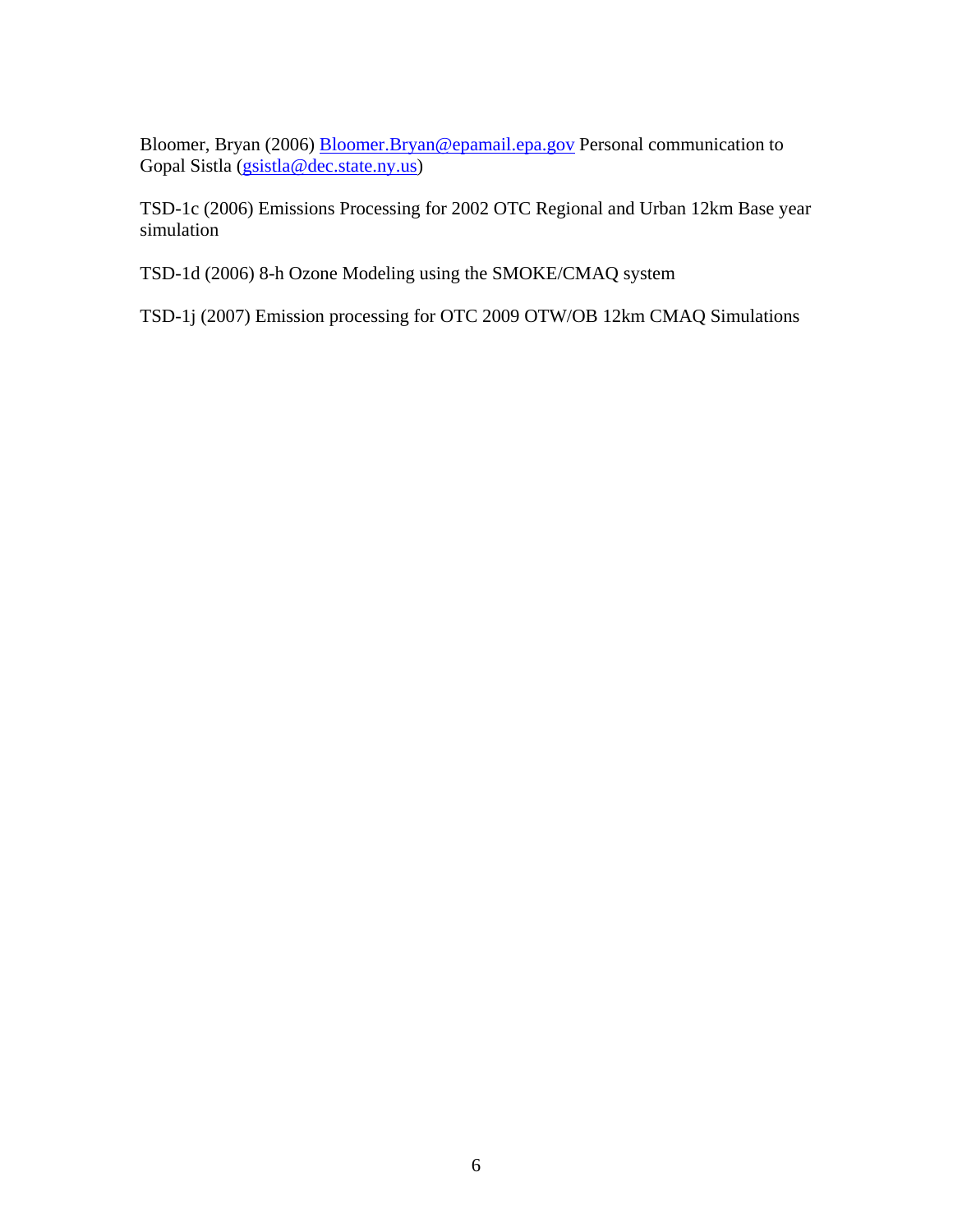Bloomer, Bryan (2006) Bloomer.Bryan@epamail.epa.gov Personal communication to Gopal Sistla (gsistla@dec.state.ny.us)

TSD-1c (2006) Emissions Processing for 2002 OTC Regional and Urban 12km Base year simulation

TSD-1d (2006) 8-h Ozone Modeling using the SMOKE/CMAQ system

TSD-1j (2007) Emission processing for OTC 2009 OTW/OB 12km CMAQ Simulations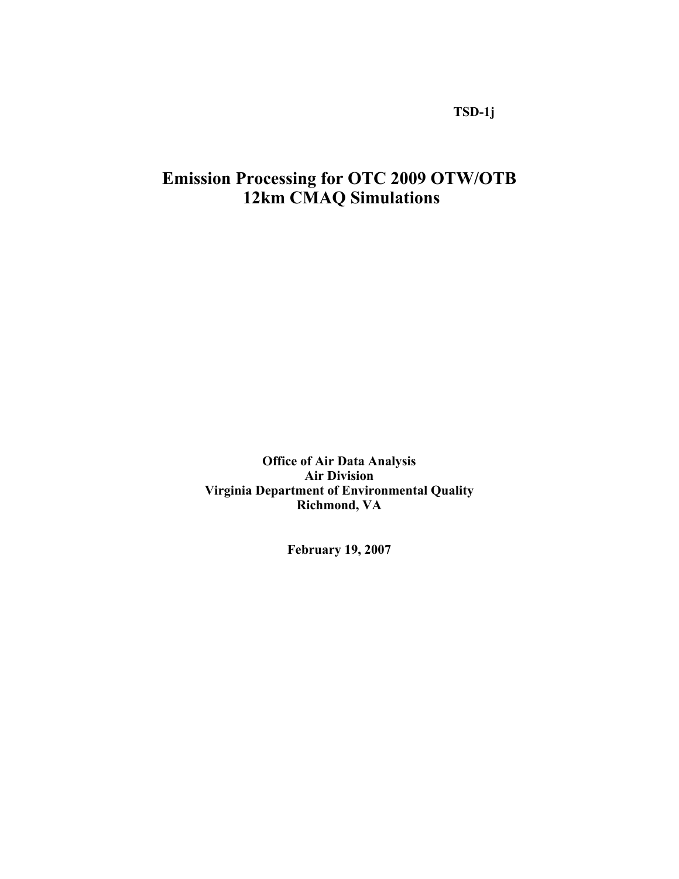**TSD-1j**

# Emission Processing for OTC 2009 OTW/OTB 12km CMAQ Simulations

**Office of Air Data Analysis**
**Air Division**
**Virginia Department of Environmental Quality**
**Richmond, VA**

**February 19, 2007**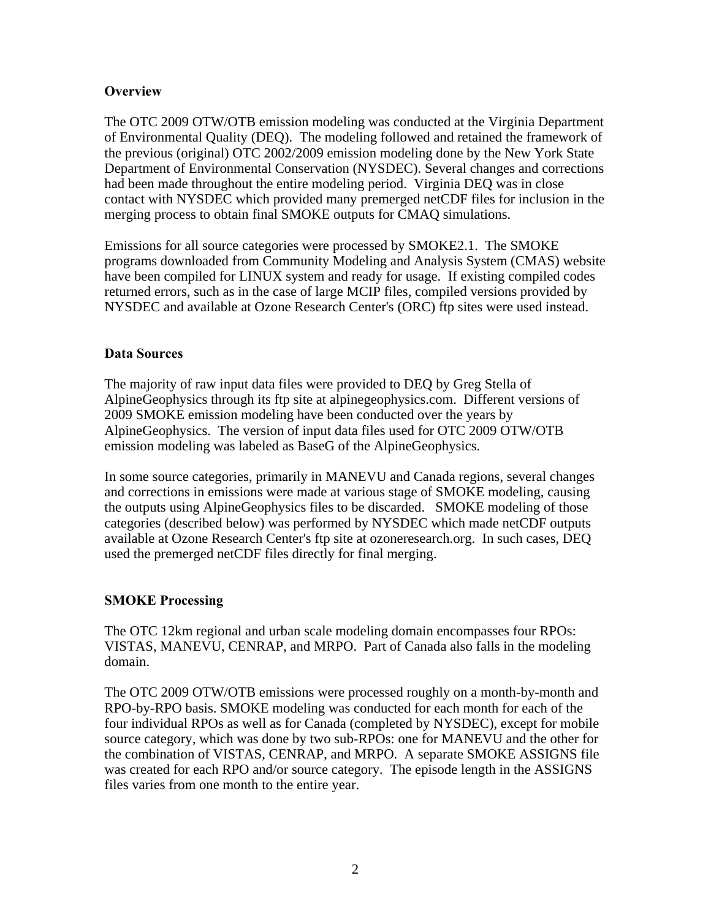## Overview

The OTC 2009 OTW/OTB emission modeling was conducted at the Virginia Department of Environmental Quality (DEQ). The modeling followed and retained the framework of the previous (original) OTC 2002/2009 emission modeling done by the New York State Department of Environmental Conservation (NYSDEC). Several changes and corrections had been made throughout the entire modeling period. Virginia DEQ was in close contact with NYSDEC which provided many premerged netCDF files for inclusion in the merging process to obtain final SMOKE outputs for CMAQ simulations.

Emissions for all source categories were processed by SMOKE2.1. The SMOKE programs downloaded from Community Modeling and Analysis System (CMAS) website have been compiled for LINUX system and ready for usage. If existing compiled codes returned errors, such as in the case of large MCIP files, compiled versions provided by NYSDEC and available at Ozone Research Center's (ORC) ftp sites were used instead.

## Data Sources

The majority of raw input data files were provided to DEQ by Greg Stella of AlpineGeophysics through its ftp site at alpinegeophysics.com. Different versions of 2009 SMOKE emission modeling have been conducted over the years by AlpineGeophysics. The version of input data files used for OTC 2009 OTW/OTB emission modeling was labeled as BaseG of the AlpineGeophysics.

In some source categories, primarily in MANEVU and Canada regions, several changes and corrections in emissions were made at various stage of SMOKE modeling, causing the outputs using AlpineGeophysics files to be discarded. SMOKE modeling of those categories (described below) was performed by NYSDEC which made netCDF outputs available at Ozone Research Center's ftp site at ozoneresearch.org. In such cases, DEQ used the premerged netCDF files directly for final merging.

## SMOKE Processing

The OTC 12km regional and urban scale modeling domain encompasses four RPOs: VISTAS, MANEVU, CENRAP, and MRPO. Part of Canada also falls in the modeling domain.

The OTC 2009 OTW/OTB emissions were processed roughly on a month-by-month and RPO-by-RPO basis. SMOKE modeling was conducted for each month for each of the four individual RPOs as well as for Canada (completed by NYSDEC), except for mobile source category, which was done by two sub-RPOs: one for MANEVU and the other for the combination of VISTAS, CENRAP, and MRPO. A separate SMOKE ASSIGNS file was created for each RPO and/or source category. The episode length in the ASSIGNS files varies from one month to the entire year.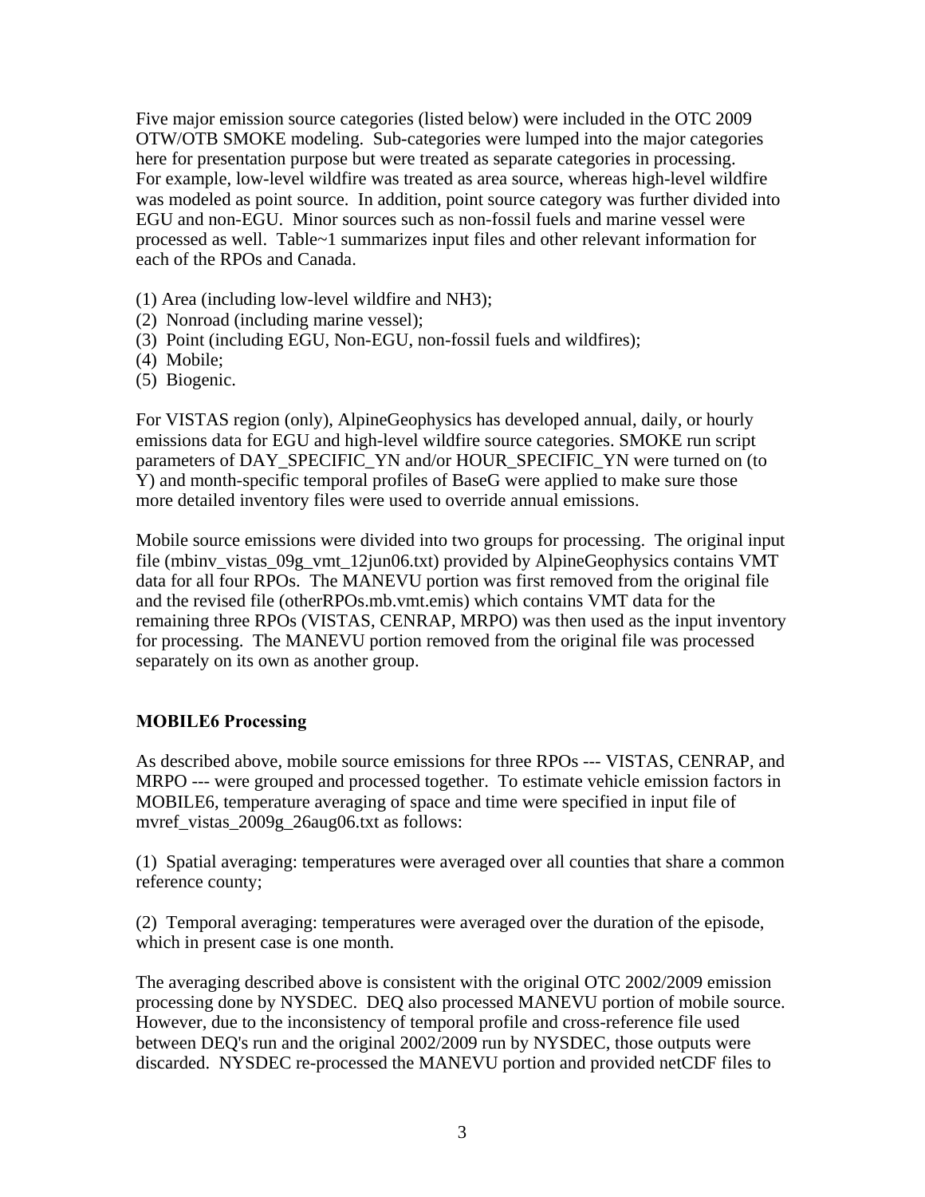Five major emission source categories (listed below) were included in the OTC 2009 OTW/OTB SMOKE modeling. Sub-categories were lumped into the major categories here for presentation purpose but were treated as separate categories in processing. For example, low-level wildfire was treated as area source, whereas high-level wildfire was modeled as point source. In addition, point source category was further divided into EGU and non-EGU. Minor sources such as non-fossil fuels and marine vessel were processed as well. Table~1 summarizes input files and other relevant information for each of the RPOs and Canada.

(1) Area (including low-level wildfire and NH3);
(2) Nonroad (including marine vessel);
(3) Point (including EGU, Non-EGU, non-fossil fuels and wildfires);
(4) Mobile;
(5) Biogenic.

For VISTAS region (only), AlpineGeophysics has developed annual, daily, or hourly emissions data for EGU and high-level wildfire source categories. SMOKE run script parameters of DAY_SPECIFIC_YN and/or HOUR_SPECIFIC_YN were turned on (to Y) and month-specific temporal profiles of BaseG were applied to make sure those more detailed inventory files were used to override annual emissions.

Mobile source emissions were divided into two groups for processing. The original input file (mbinv_vistas_09g_vmt_12jun06.txt) provided by AlpineGeophysics contains VMT data for all four RPOs. The MANEVU portion was first removed from the original file and the revised file (otherRPOs.mb.vmt.emis) which contains VMT data for the remaining three RPOs (VISTAS, CENRAP, MRPO) was then used as the input inventory for processing. The MANEVU portion removed from the original file was processed separately on its own as another group.

**MOBILE6 Processing**

As described above, mobile source emissions for three RPOs --- VISTAS, CENRAP, and MRPO --- were grouped and processed together. To estimate vehicle emission factors in MOBILE6, temperature averaging of space and time were specified in input file of mvref_vistas_2009g_26aug06.txt as follows:

(1) Spatial averaging: temperatures were averaged over all counties that share a common reference county;

(2) Temporal averaging: temperatures were averaged over the duration of the episode, which in present case is one month.

The averaging described above is consistent with the original OTC 2002/2009 emission processing done by NYSDEC. DEQ also processed MANEVU portion of mobile source. However, due to the inconsistency of temporal profile and cross-reference file used between DEQ's run and the original 2002/2009 run by NYSDEC, those outputs were discarded. NYSDEC re-processed the MANEVU portion and provided netCDF files to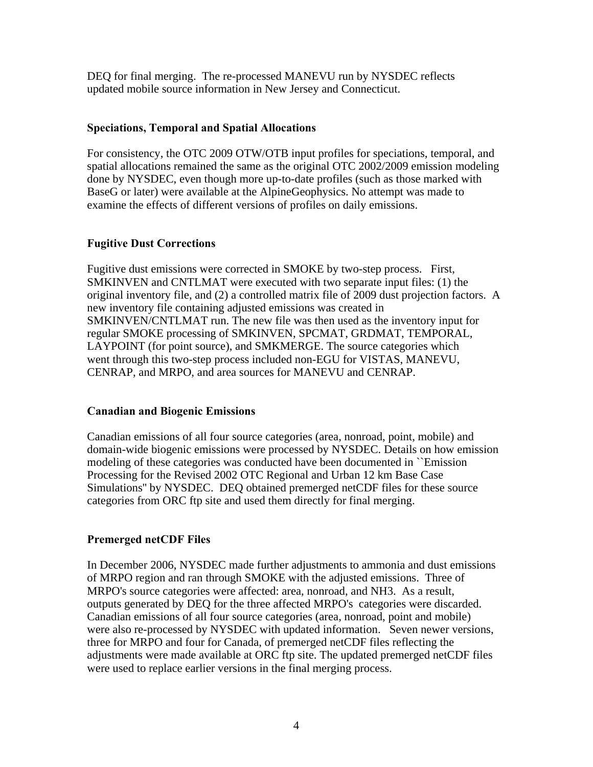DEQ for final merging. The re-processed MANEVU run by NYSDEC reflects updated mobile source information in New Jersey and Connecticut.

### Speciations, Temporal and Spatial Allocations

For consistency, the OTC 2009 OTW/OTB input profiles for speciations, temporal, and spatial allocations remained the same as the original OTC 2002/2009 emission modeling done by NYSDEC, even though more up-to-date profiles (such as those marked with BaseG or later) were available at the AlpineGeophysics. No attempt was made to examine the effects of different versions of profiles on daily emissions.

### Fugitive Dust Corrections

Fugitive dust emissions were corrected in SMOKE by two-step process. First, SMKINVEN and CNTLMAT were executed with two separate input files: (1) the original inventory file, and (2) a controlled matrix file of 2009 dust projection factors. A new inventory file containing adjusted emissions was created in SMKINVEN/CNTLMAT run. The new file was then used as the inventory input for regular SMOKE processing of SMKINVEN, SPCMAT, GRDMAT, TEMPORAL, LAYPOINT (for point source), and SMKMERGE. The source categories which went through this two-step process included non-EGU for VISTAS, MANEVU, CENRAP, and MRPO, and area sources for MANEVU and CENRAP.

### Canadian and Biogenic Emissions

Canadian emissions of all four source categories (area, nonroad, point, mobile) and domain-wide biogenic emissions was processed by NYSDEC. Details on how emission modeling of these categories was conducted have been documented in ``Emission Processing for the Revised 2002 OTC Regional and Urban 12 km Base Case Simulations'' by NYSDEC. DEQ obtained premerged netCDF files for these source categories from ORC ftp site and used them directly for final merging.

### Premerged netCDF Files

In December 2006, NYSDEC made further adjustments to ammonia and dust emissions of MRPO region and ran through SMOKE with the adjusted emissions. Three of MRPO's source categories were affected: area, nonroad, and NH3. As a result, outputs generated by DEQ for the three affected MRPO's categories were discarded. Canadian emissions of all four source categories (area, nonroad, point and mobile) were also re-processed by NYSDEC with updated information. Seven newer versions, three for MRPO and four for Canada, of premerged netCDF files reflecting the adjustments were made available at ORC ftp site. The updated premerged netCDF files were used to replace earlier versions in the final merging process.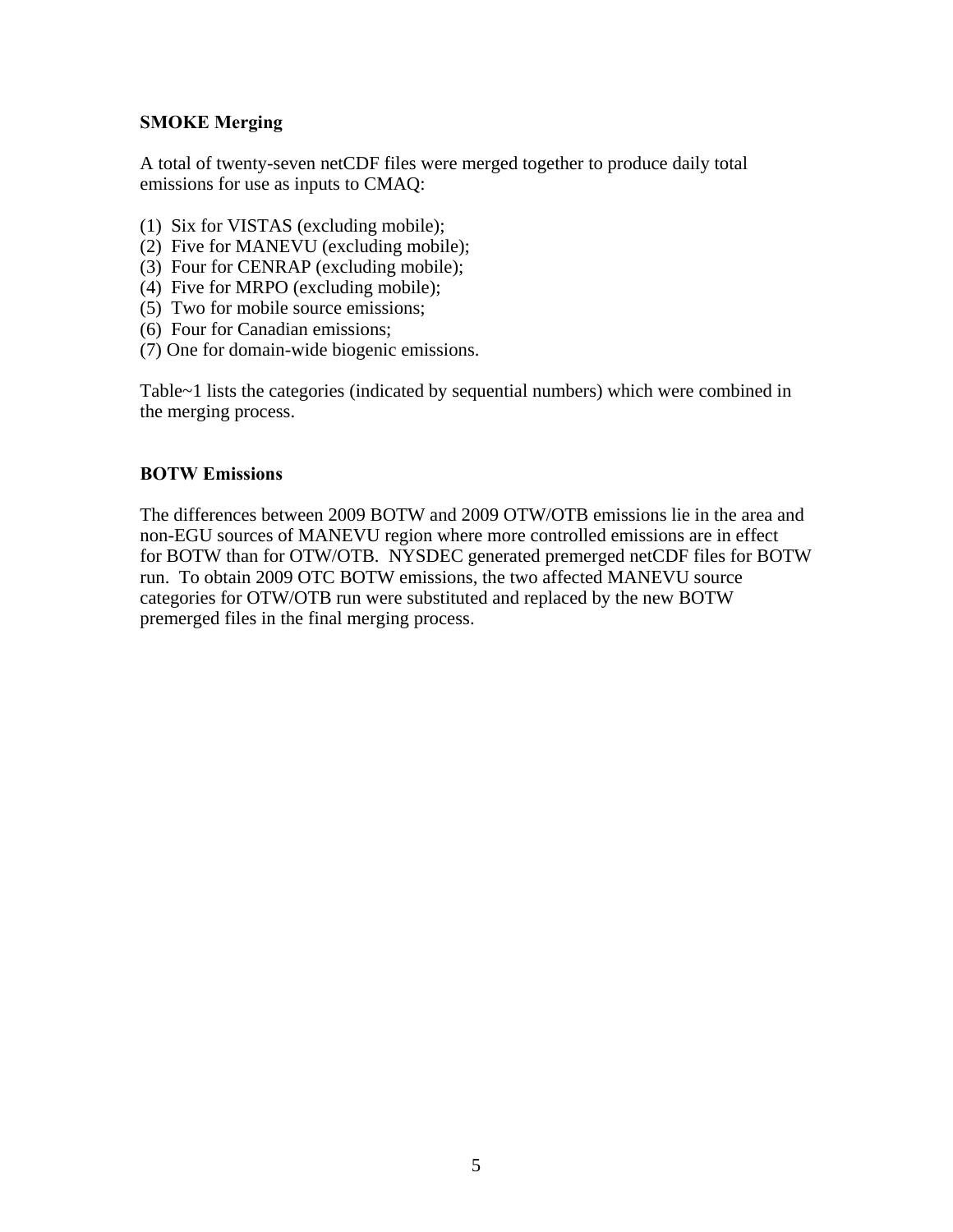**SMOKE Merging**

A total of twenty-seven netCDF files were merged together to produce daily total emissions for use as inputs to CMAQ:

(1) Six for VISTAS (excluding mobile);
(2) Five for MANEVU (excluding mobile);
(3) Four for CENRAP (excluding mobile);
(4) Five for MRPO (excluding mobile);
(5) Two for mobile source emissions;
(6) Four for Canadian emissions;
(7) One for domain-wide biogenic emissions.

Table~1 lists the categories (indicated by sequential numbers) which were combined in the merging process.

**BOTW Emissions**

The differences between 2009 BOTW and 2009 OTW/OTB emissions lie in the area and non-EGU sources of MANEVU region where more controlled emissions are in effect for BOTW than for OTW/OTB. NYSDEC generated premerged netCDF files for BOTW run. To obtain 2009 OTC BOTW emissions, the two affected MANEVU source categories for OTW/OTB run were substituted and replaced by the new BOTW premerged files in the final merging process.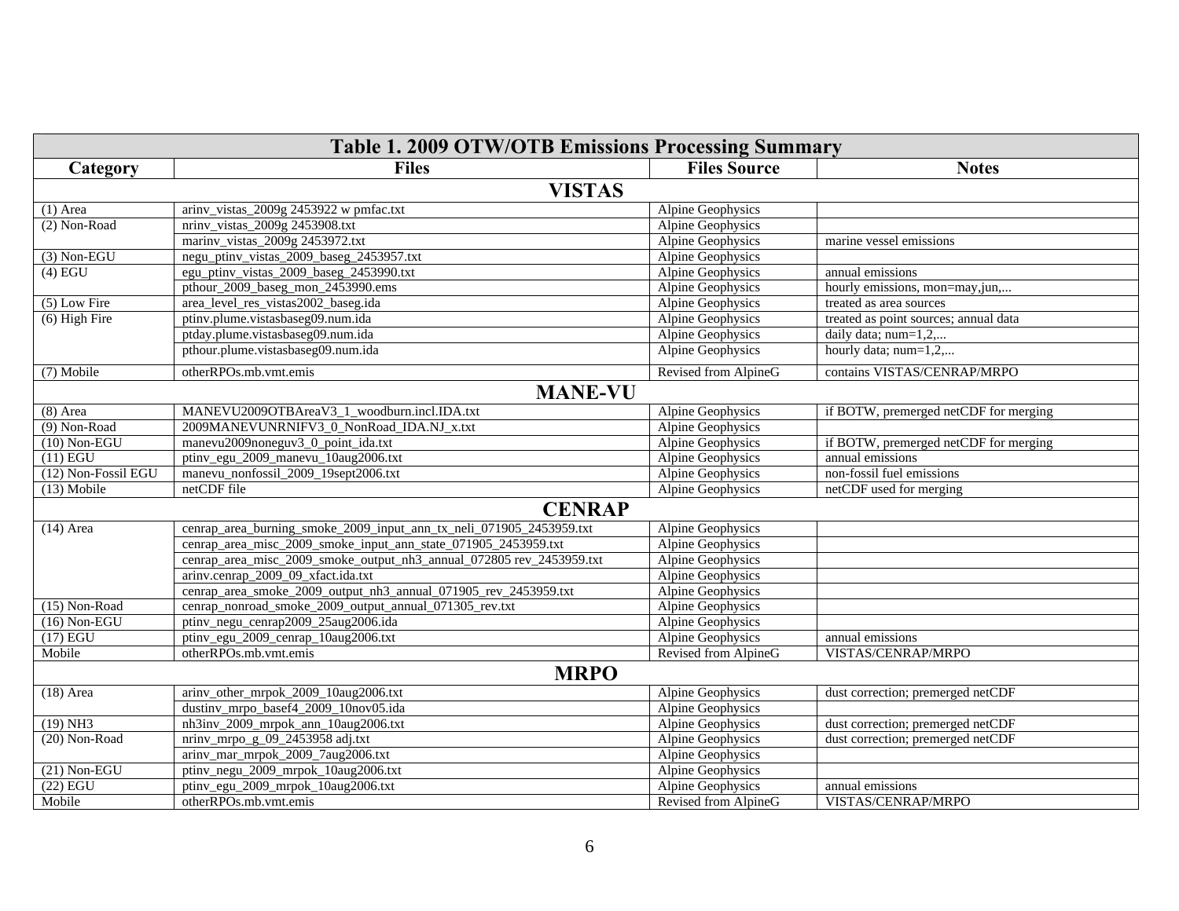| Table 1. 2009 OTW/OTB Emissions Processing Summary | | | |
|---|---|---|---|
| **Category** | **Files** | **Files Source** | **Notes** |
| **VISTAS** | | | |
| (1) Area | arinv_vistas_2009g 2453922 w pmfac.txt | Alpine Geophysics | |
| (2) Non-Road | nrinv_vistas_2009g 2453908.txt | Alpine Geophysics | |
| | marinv_vistas_2009g 2453972.txt | Alpine Geophysics | marine vessel emissions |
| (3) Non-EGU | negu_ptinv_vistas_2009_baseg_2453957.txt | Alpine Geophysics | |
| (4) EGU | egu_ptinv_vistas_2009_baseg_2453990.txt | Alpine Geophysics | annual emissions |
| | pthour_2009_baseg_mon_2453990.ems | Alpine Geophysics | hourly emissions, mon=may,jun,... |
| (5) Low Fire | area_level_res_vistas2002_baseg.ida | Alpine Geophysics | treated as area sources |
| (6) High Fire | ptinv.plume.vistasbaseg09.num.ida | Alpine Geophysics | treated as point sources; annual data |
| | ptday.plume.vistasbaseg09.num.ida | Alpine Geophysics | daily data; num=1,2,... |
| | pthour.plume.vistasbaseg09.num.ida | Alpine Geophysics | hourly data; num=1,2,... |
| (7) Mobile | otherRPOs.mb.vmt.emis | Revised from AlpineG | contains VISTAS/CENRAP/MRPO |
| **MANE-VU** | | | |
| (8) Area | MANEVU2009OTBAreaV3_1_woodburn.incl.IDA.txt | Alpine Geophysics | if BOTW, premerged netCDF for merging |
| (9) Non-Road | 2009MANEVUNRNIFV3_0_NonRoad_IDA.NJ_x.txt | Alpine Geophysics | |
| (10) Non-EGU | manevu2009noneguv3_0_point_ida.txt | Alpine Geophysics | if BOTW, premerged netCDF for merging |
| (11) EGU | ptinv_egu_2009_manevu_10aug2006.txt | Alpine Geophysics | annual emissions |
| (12) Non-Fossil EGU | manevu_nonfossil_2009_19sept2006.txt | Alpine Geophysics | non-fossil fuel emissions |
| (13) Mobile | netCDF file | Alpine Geophysics | netCDF used for merging |
| **CENRAP** | | | |
| (14) Area | cenrap_area_burning_smoke_2009_input_ann_tx_neli_071905_2453959.txt | Alpine Geophysics | |
| | cenrap_area_misc_2009_smoke_input_ann_state_071905_2453959.txt | Alpine Geophysics | |
| | cenrap_area_misc_2009_smoke_output_nh3_annual_072805 rev_2453959.txt | Alpine Geophysics | |
| | arinv.cenrap_2009_09_xfact.ida.txt | Alpine Geophysics | |
| | cenrap_area_smoke_2009_output_nh3_annual_071905_rev_2453959.txt | Alpine Geophysics | |
| (15) Non-Road | cenrap_nonroad_smoke_2009_output_annual_071305_rev.txt | Alpine Geophysics | |
| (16) Non-EGU | ptinv_negu_cenrap2009_25aug2006.ida | Alpine Geophysics | |
| (17) EGU | ptinv_egu_2009_cenrap_10aug2006.txt | Alpine Geophysics | annual emissions |
| Mobile | otherRPOs.mb.vmt.emis | Revised from AlpineG | VISTAS/CENRAP/MRPO |
| **MRPO** | | | |
| (18) Area | arinv_other_mrpok_2009_10aug2006.txt | Alpine Geophysics | dust correction; premerged netCDF |
| | dustinv_mrpo_basef4_2009_10nov05.ida | Alpine Geophysics | |
| (19) NH3 | nh3inv_2009_mrpok_ann_10aug2006.txt | Alpine Geophysics | dust correction; premerged netCDF |
| (20) Non-Road | nrinv_mrpo_g_09_2453958 adj.txt | Alpine Geophysics | dust correction; premerged netCDF |
| | arinv_mar_mrpok_2009_7aug2006.txt | Alpine Geophysics | |
| (21) Non-EGU | ptinv_negu_2009_mrpok_10aug2006.txt | Alpine Geophysics | |
| (22) EGU | ptinv_egu_2009_mrpok_10aug2006.txt | Alpine Geophysics | annual emissions |
| Mobile | otherRPOs.mb.vmt.emis | Revised from AlpineG | VISTAS/CENRAP/MRPO |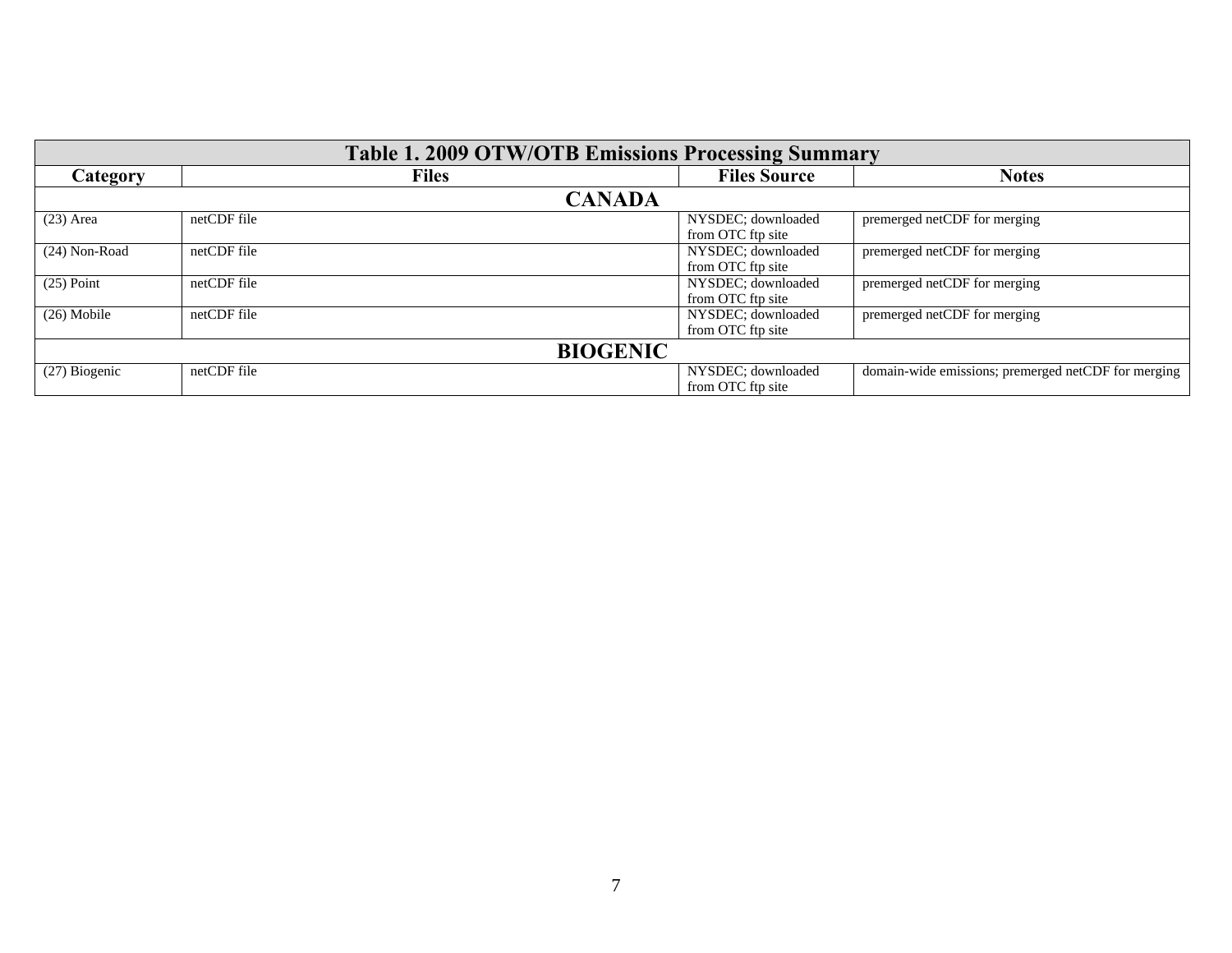| Table 1. 2009 OTW/OTB Emissions Processing Summary | | | |
|---|---|---|---|
| **Category** | **Files** | **Files Source** | **Notes** |
| **CANADA** | | | |
| (23) Area | netCDF file | NYSDEC; downloaded from OTC ftp site | premerged netCDF for merging |
| (24) Non-Road | netCDF file | NYSDEC; downloaded from OTC ftp site | premerged netCDF for merging |
| (25) Point | netCDF file | NYSDEC; downloaded from OTC ftp site | premerged netCDF for merging |
| (26) Mobile | netCDF file | NYSDEC; downloaded from OTC ftp site | premerged netCDF for merging |
| **BIOGENIC** | | | |
| (27) Biogenic | netCDF file | NYSDEC; downloaded from OTC ftp site | domain-wide emissions; premerged netCDF for merging |